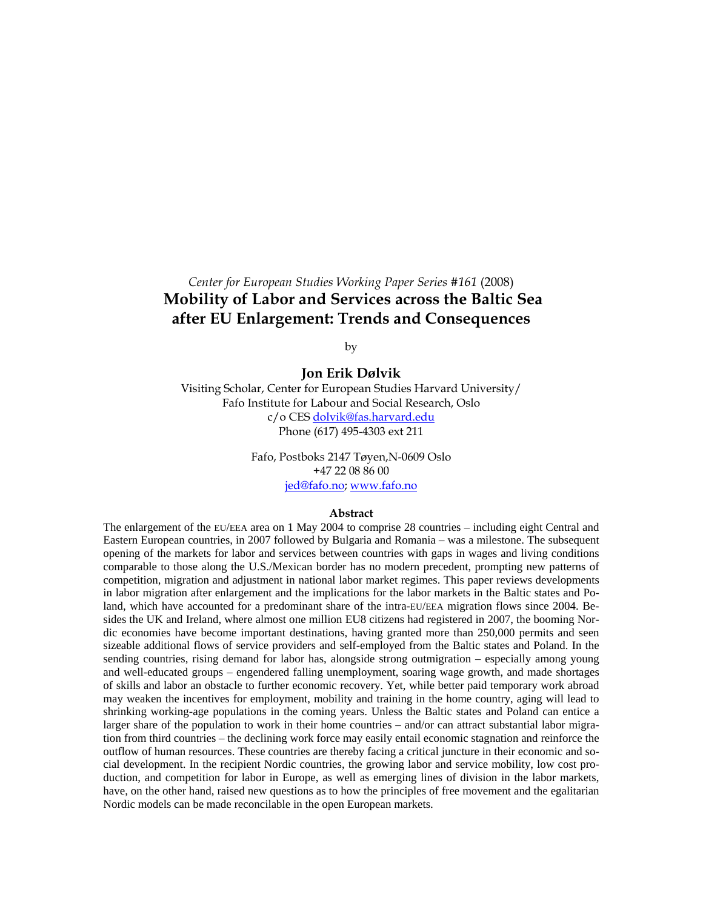*Center for European Studies Working Paper Series #161* (2008)

# Mobility of Labor and Services across the Baltic Sea after EU Enlargement: Trends and Consequences

by

**Jon Erik Dølvik**

Visiting Scholar, Center for European Studies Harvard University/
Fafo Institute for Labour and Social Research, Oslo
c/o CES dolvik@fas.harvard.edu
Phone (617) 495-4303 ext 211

Fafo, Postboks 2147 Tøyen,N-0609 Oslo
+47 22 08 86 00
jed@fafo.no; www.fafo.no

**Abstract**

The enlargement of the EU/EEA area on 1 May 2004 to comprise 28 countries – including eight Central and Eastern European countries, in 2007 followed by Bulgaria and Romania – was a milestone. The subsequent opening of the markets for labor and services between countries with gaps in wages and living conditions comparable to those along the U.S./Mexican border has no modern precedent, prompting new patterns of competition, migration and adjustment in national labor market regimes. This paper reviews developments in labor migration after enlargement and the implications for the labor markets in the Baltic states and Poland, which have accounted for a predominant share of the intra-EU/EEA migration flows since 2004. Besides the UK and Ireland, where almost one million EU8 citizens had registered in 2007, the booming Nordic economies have become important destinations, having granted more than 250,000 permits and seen sizeable additional flows of service providers and self-employed from the Baltic states and Poland. In the sending countries, rising demand for labor has, alongside strong outmigration – especially among young and well-educated groups – engendered falling unemployment, soaring wage growth, and made shortages of skills and labor an obstacle to further economic recovery. Yet, while better paid temporary work abroad may weaken the incentives for employment, mobility and training in the home country, aging will lead to shrinking working-age populations in the coming years. Unless the Baltic states and Poland can entice a larger share of the population to work in their home countries – and/or can attract substantial labor migration from third countries – the declining work force may easily entail economic stagnation and reinforce the outflow of human resources. These countries are thereby facing a critical juncture in their economic and social development. In the recipient Nordic countries, the growing labor and service mobility, low cost production, and competition for labor in Europe, as well as emerging lines of division in the labor markets, have, on the other hand, raised new questions as to how the principles of free movement and the egalitarian Nordic models can be made reconcilable in the open European markets.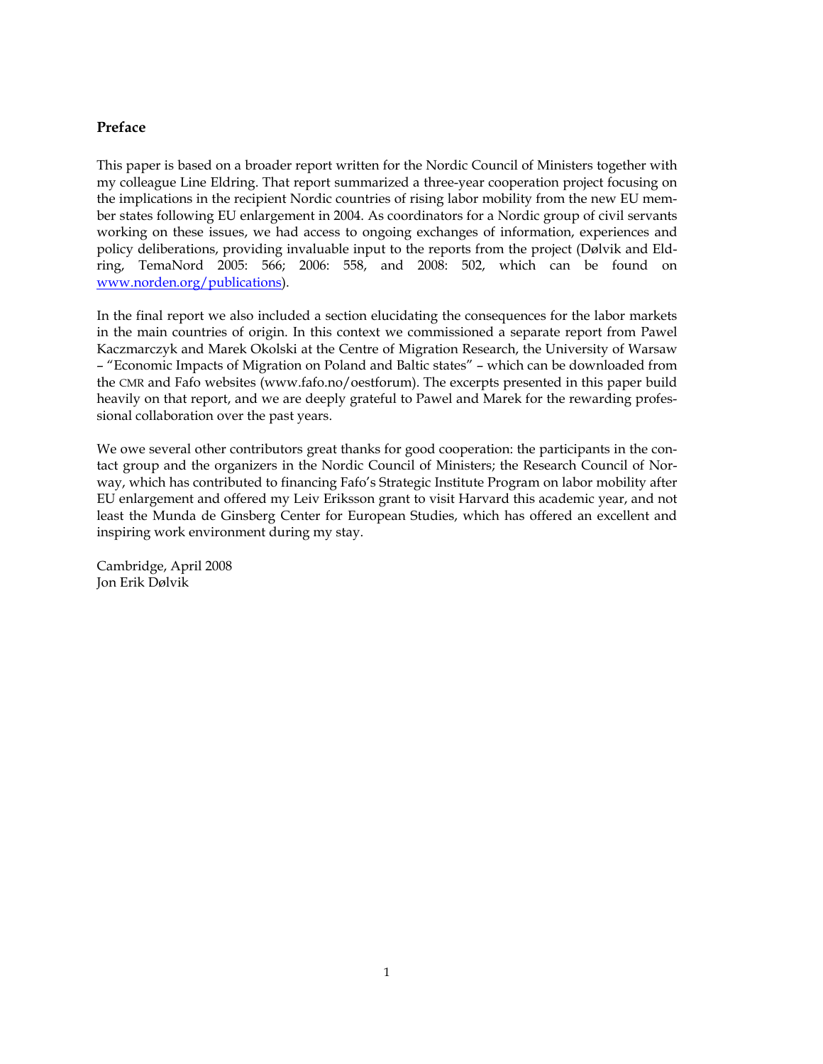## Preface

This paper is based on a broader report written for the Nordic Council of Ministers together with my colleague Line Eldring. That report summarized a three-year cooperation project focusing on the implications in the recipient Nordic countries of rising labor mobility from the new EU member states following EU enlargement in 2004. As coordinators for a Nordic group of civil servants working on these issues, we had access to ongoing exchanges of information, experiences and policy deliberations, providing invaluable input to the reports from the project (Dølvik and Eldring, TemaNord 2005: 566; 2006: 558, and 2008: 502, which can be found on www.norden.org/publications).

In the final report we also included a section elucidating the consequences for the labor markets in the main countries of origin. In this context we commissioned a separate report from Pawel Kaczmarczyk and Marek Okolski at the Centre of Migration Research, the University of Warsaw – "Economic Impacts of Migration on Poland and Baltic states" – which can be downloaded from the CMR and Fafo websites (www.fafo.no/oestforum). The excerpts presented in this paper build heavily on that report, and we are deeply grateful to Pawel and Marek for the rewarding professional collaboration over the past years.

We owe several other contributors great thanks for good cooperation: the participants in the contact group and the organizers in the Nordic Council of Ministers; the Research Council of Norway, which has contributed to financing Fafo's Strategic Institute Program on labor mobility after EU enlargement and offered my Leiv Eriksson grant to visit Harvard this academic year, and not least the Munda de Ginsberg Center for European Studies, which has offered an excellent and inspiring work environment during my stay.

Cambridge, April 2008
Jon Erik Dølvik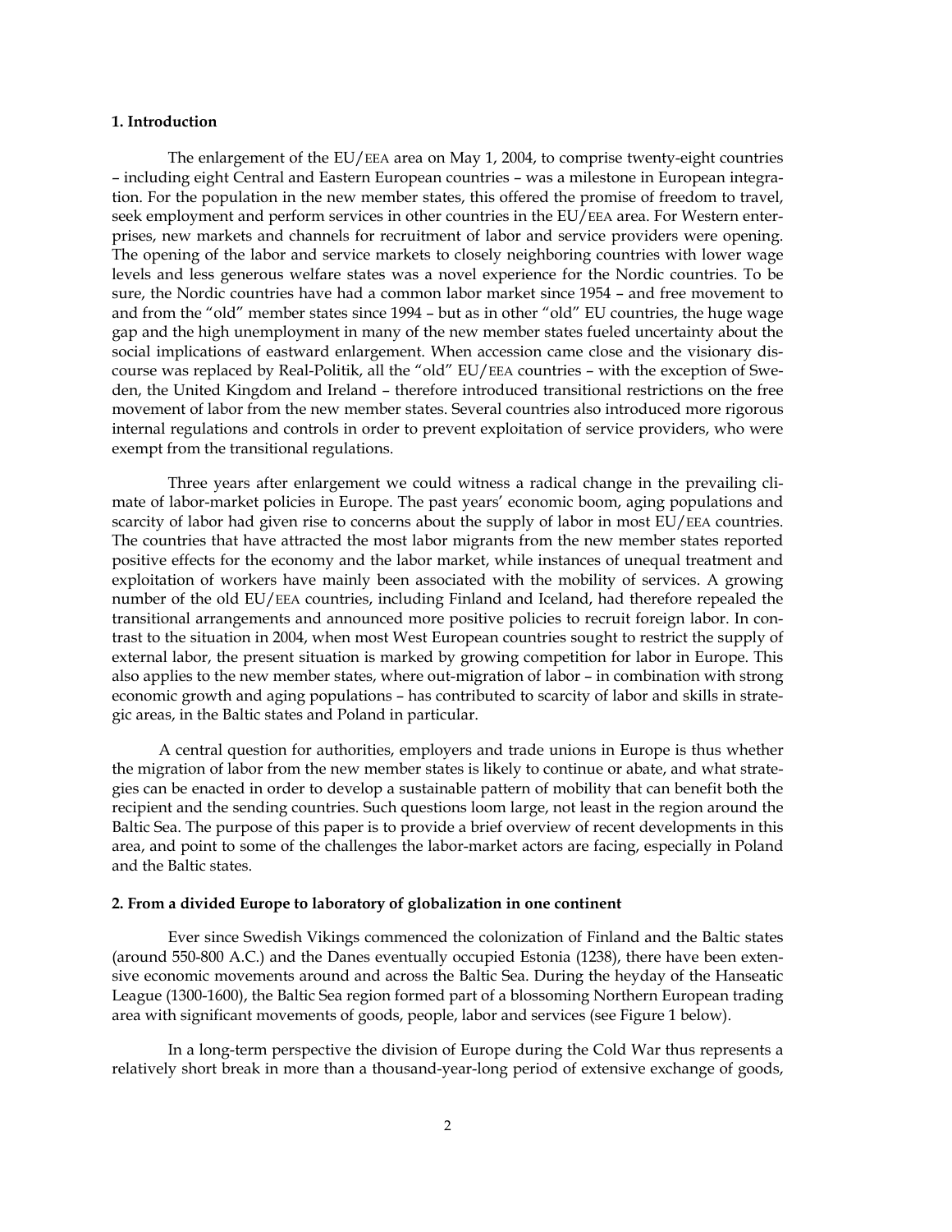## 1. Introduction

The enlargement of the EU/EEA area on May 1, 2004, to comprise twenty-eight countries – including eight Central and Eastern European countries – was a milestone in European integration. For the population in the new member states, this offered the promise of freedom to travel, seek employment and perform services in other countries in the EU/EEA area. For Western enterprises, new markets and channels for recruitment of labor and service providers were opening. The opening of the labor and service markets to closely neighboring countries with lower wage levels and less generous welfare states was a novel experience for the Nordic countries. To be sure, the Nordic countries have had a common labor market since 1954 – and free movement to and from the "old" member states since 1994 – but as in other "old" EU countries, the huge wage gap and the high unemployment in many of the new member states fueled uncertainty about the social implications of eastward enlargement. When accession came close and the visionary discourse was replaced by Real-Politik, all the "old" EU/EEA countries – with the exception of Sweden, the United Kingdom and Ireland – therefore introduced transitional restrictions on the free movement of labor from the new member states. Several countries also introduced more rigorous internal regulations and controls in order to prevent exploitation of service providers, who were exempt from the transitional regulations.

Three years after enlargement we could witness a radical change in the prevailing climate of labor-market policies in Europe. The past years' economic boom, aging populations and scarcity of labor had given rise to concerns about the supply of labor in most EU/EEA countries. The countries that have attracted the most labor migrants from the new member states reported positive effects for the economy and the labor market, while instances of unequal treatment and exploitation of workers have mainly been associated with the mobility of services. A growing number of the old EU/EEA countries, including Finland and Iceland, had therefore repealed the transitional arrangements and announced more positive policies to recruit foreign labor. In contrast to the situation in 2004, when most West European countries sought to restrict the supply of external labor, the present situation is marked by growing competition for labor in Europe. This also applies to the new member states, where out-migration of labor – in combination with strong economic growth and aging populations – has contributed to scarcity of labor and skills in strategic areas, in the Baltic states and Poland in particular.

A central question for authorities, employers and trade unions in Europe is thus whether the migration of labor from the new member states is likely to continue or abate, and what strategies can be enacted in order to develop a sustainable pattern of mobility that can benefit both the recipient and the sending countries. Such questions loom large, not least in the region around the Baltic Sea. The purpose of this paper is to provide a brief overview of recent developments in this area, and point to some of the challenges the labor-market actors are facing, especially in Poland and the Baltic states.

## 2. From a divided Europe to laboratory of globalization in one continent

Ever since Swedish Vikings commenced the colonization of Finland and the Baltic states (around 550-800 A.C.) and the Danes eventually occupied Estonia (1238), there have been extensive economic movements around and across the Baltic Sea. During the heyday of the Hanseatic League (1300-1600), the Baltic Sea region formed part of a blossoming Northern European trading area with significant movements of goods, people, labor and services (see Figure 1 below).

In a long-term perspective the division of Europe during the Cold War thus represents a relatively short break in more than a thousand-year-long period of extensive exchange of goods,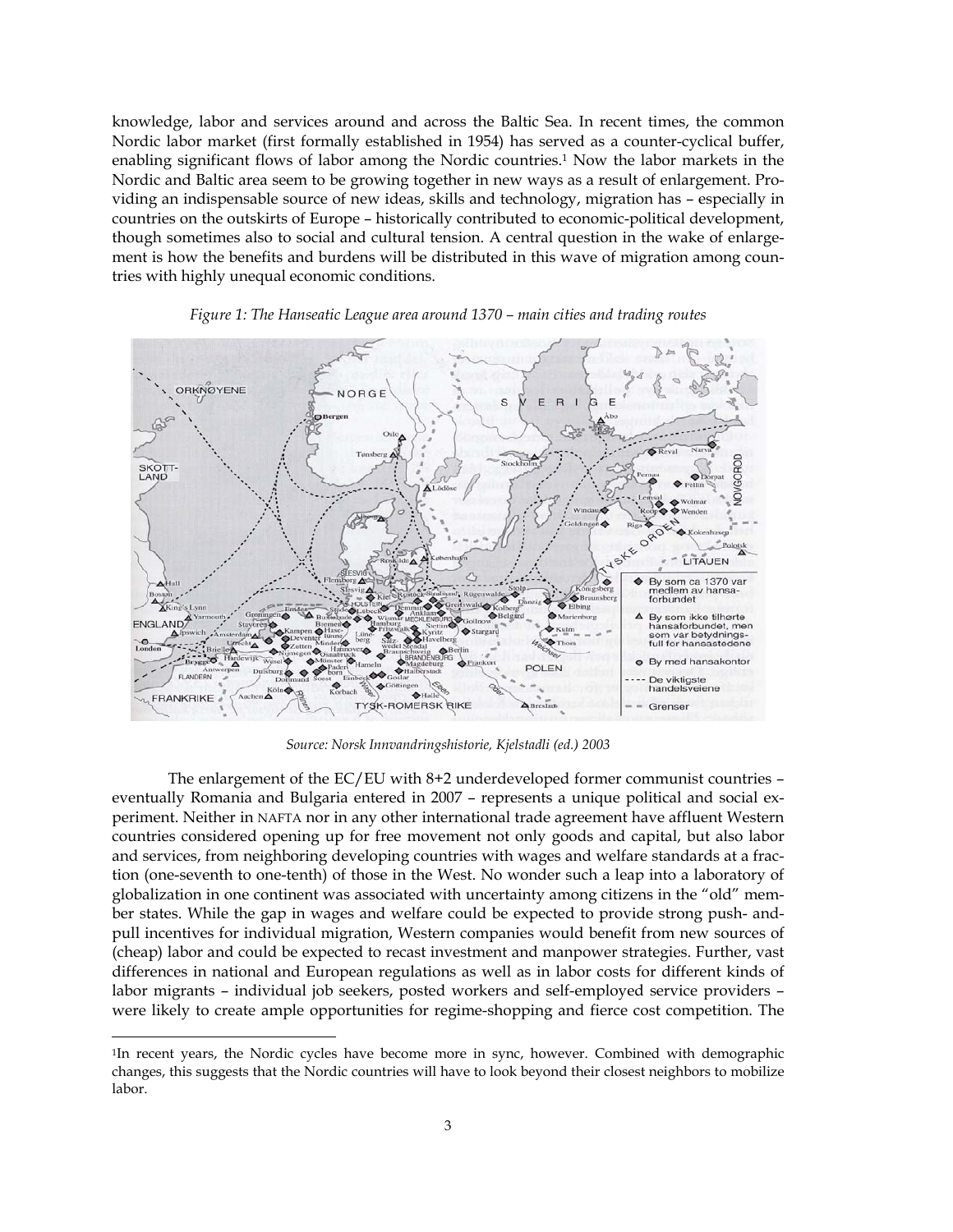knowledge, labor and services around and across the Baltic Sea. In recent times, the common Nordic labor market (first formally established in 1954) has served as a counter-cyclical buffer, enabling significant flows of labor among the Nordic countries.[1] Now the labor markets in the Nordic and Baltic area seem to be growing together in new ways as a result of enlargement. Providing an indispensable source of new ideas, skills and technology, migration has – especially in countries on the outskirts of Europe – historically contributed to economic-political development, though sometimes also to social and cultural tension. A central question in the wake of enlargement is how the benefits and burdens will be distributed in this wave of migration among countries with highly unequal economic conditions.

*Figure 1: The Hanseatic League area around 1370 – main cities and trading routes*

*Source: Norsk Innvandringshistorie, Kjelstadli (ed.) 2003*

The enlargement of the EC/EU with 8+2 underdeveloped former communist countries – eventually Romania and Bulgaria entered in 2007 – represents a unique political and social experiment. Neither in NAFTA nor in any other international trade agreement have affluent Western countries considered opening up for free movement not only goods and capital, but also labor and services, from neighboring developing countries with wages and welfare standards at a fraction (one-seventh to one-tenth) of those in the West. No wonder such a leap into a laboratory of globalization in one continent was associated with uncertainty among citizens in the "old" member states. While the gap in wages and welfare could be expected to provide strong push- and-pull incentives for individual migration, Western companies would benefit from new sources of (cheap) labor and could be expected to recast investment and manpower strategies. Further, vast differences in national and European regulations as well as in labor costs for different kinds of labor migrants – individual job seekers, posted workers and self-employed service providers – were likely to create ample opportunities for regime-shopping and fierce cost competition. The

[1]In recent years, the Nordic cycles have become more in sync, however. Combined with demographic changes, this suggests that the Nordic countries will have to look beyond their closest neighbors to mobilize labor.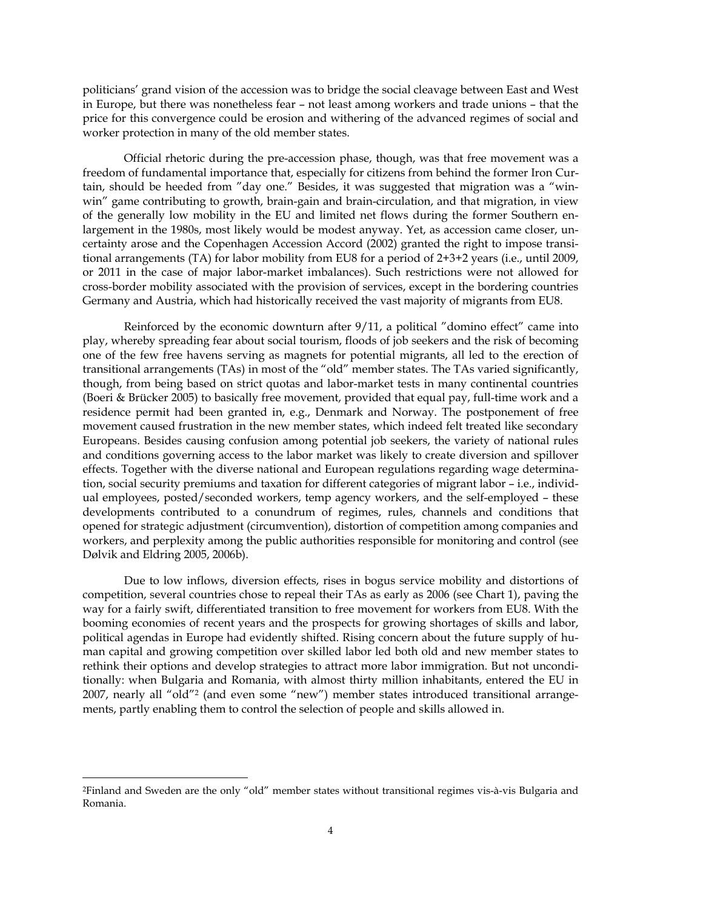politicians' grand vision of the accession was to bridge the social cleavage between East and West in Europe, but there was nonetheless fear – not least among workers and trade unions – that the price for this convergence could be erosion and withering of the advanced regimes of social and worker protection in many of the old member states.

Official rhetoric during the pre-accession phase, though, was that free movement was a freedom of fundamental importance that, especially for citizens from behind the former Iron Curtain, should be heeded from "day one." Besides, it was suggested that migration was a "win-win" game contributing to growth, brain-gain and brain-circulation, and that migration, in view of the generally low mobility in the EU and limited net flows during the former Southern enlargement in the 1980s, most likely would be modest anyway. Yet, as accession came closer, uncertainty arose and the Copenhagen Accession Accord (2002) granted the right to impose transitional arrangements (TA) for labor mobility from EU8 for a period of 2+3+2 years (i.e., until 2009, or 2011 in the case of major labor-market imbalances). Such restrictions were not allowed for cross-border mobility associated with the provision of services, except in the bordering countries Germany and Austria, which had historically received the vast majority of migrants from EU8.

Reinforced by the economic downturn after 9/11, a political "domino effect" came into play, whereby spreading fear about social tourism, floods of job seekers and the risk of becoming one of the few free havens serving as magnets for potential migrants, all led to the erection of transitional arrangements (TAs) in most of the "old" member states. The TAs varied significantly, though, from being based on strict quotas and labor-market tests in many continental countries (Boeri & Brücker 2005) to basically free movement, provided that equal pay, full-time work and a residence permit had been granted in, e.g., Denmark and Norway. The postponement of free movement caused frustration in the new member states, which indeed felt treated like secondary Europeans. Besides causing confusion among potential job seekers, the variety of national rules and conditions governing access to the labor market was likely to create diversion and spillover effects. Together with the diverse national and European regulations regarding wage determination, social security premiums and taxation for different categories of migrant labor – i.e., individual employees, posted/seconded workers, temp agency workers, and the self-employed – these developments contributed to a conundrum of regimes, rules, channels and conditions that opened for strategic adjustment (circumvention), distortion of competition among companies and workers, and perplexity among the public authorities responsible for monitoring and control (see Dølvik and Eldring 2005, 2006b).

Due to low inflows, diversion effects, rises in bogus service mobility and distortions of competition, several countries chose to repeal their TAs as early as 2006 (see Chart 1), paving the way for a fairly swift, differentiated transition to free movement for workers from EU8. With the booming economies of recent years and the prospects for growing shortages of skills and labor, political agendas in Europe had evidently shifted. Rising concern about the future supply of human capital and growing competition over skilled labor led both old and new member states to rethink their options and develop strategies to attract more labor immigration. But not unconditionally: when Bulgaria and Romania, with almost thirty million inhabitants, entered the EU in 2007, nearly all "old"[2] (and even some "new") member states introduced transitional arrangements, partly enabling them to control the selection of people and skills allowed in.

---

[2]Finland and Sweden are the only "old" member states without transitional regimes vis-à-vis Bulgaria and Romania.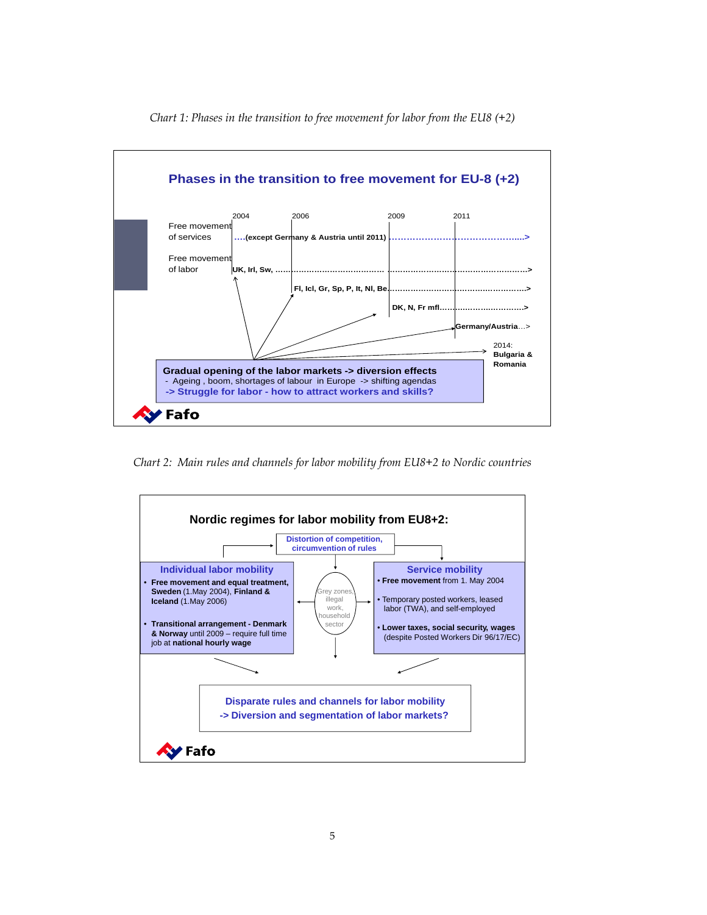*Chart 1: Phases in the transition to free movement for labor from the EU8 (+2)*

**Phases in the transition to free movement for EU-8 (+2)**

2004 — 2006 — 2009 — 2011

Free movement of services ….(except Germany & Austria until 2011) ……………………………………..>

Free movement of labor UK, Irl, Sw, ……………………………………………………………………………..>

Fl, Icl, Gr, Sp, P, It, Nl, Be……………………………………………………..>

DK, N, Fr mfl………………………………..>

Germany/Austria…>

2014: **Bulgaria & Romania**

**Gradual opening of the labor markets -> diversion effects**
- Ageing , boom, shortages of labour in Europe -> shifting agendas

**-> Struggle for labor - how to attract workers and skills?**

Fafo

*Chart 2: Main rules and channels for labor mobility from EU8+2 to Nordic countries*

**Nordic regimes for labor mobility from EU8+2:**

Distortion of competition, circumvention of rules

**Individual labor mobility**
- **Free movement and equal treatment, Sweden** (1.May 2004), **Finland & Iceland** (1.May 2006)
- **Transitional arrangement - Denmark & Norway** until 2009 – require full time job at **national hourly wage**

Grey zones, illegal work, household sector

**Service mobility**
- **Free movement** from 1. May 2004
- Temporary posted workers, leased labor (TWA), and self-employed
- **Lower taxes, social security, wages** (despite Posted Workers Dir 96/17/EC)

**Disparate rules and channels for labor mobility -> Diversion and segmentation of labor markets?**

Fafo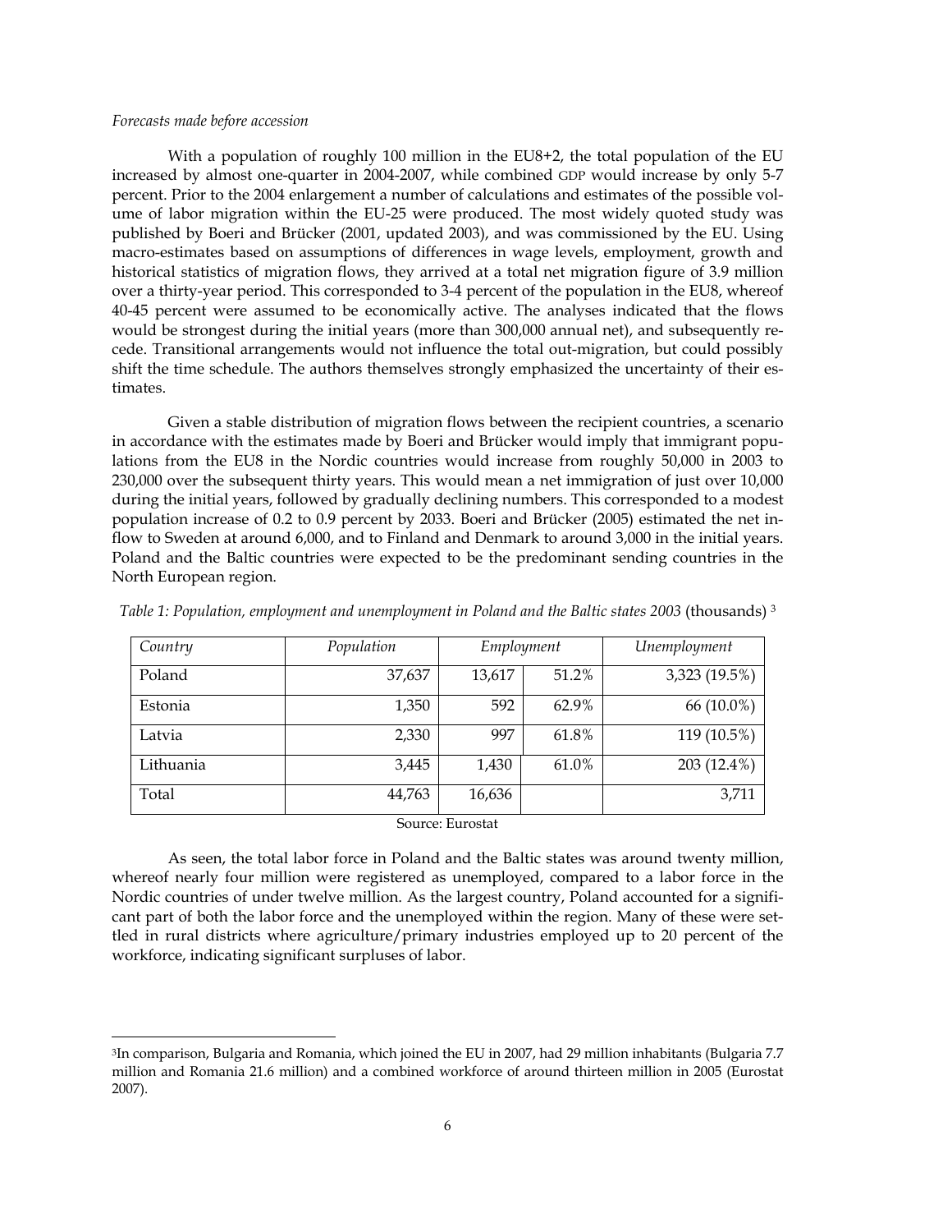*Forecasts made before accession*

With a population of roughly 100 million in the EU8+2, the total population of the EU increased by almost one-quarter in 2004-2007, while combined GDP would increase by only 5-7 percent. Prior to the 2004 enlargement a number of calculations and estimates of the possible volume of labor migration within the EU-25 were produced. The most widely quoted study was published by Boeri and Brücker (2001, updated 2003), and was commissioned by the EU. Using macro-estimates based on assumptions of differences in wage levels, employment, growth and historical statistics of migration flows, they arrived at a total net migration figure of 3.9 million over a thirty-year period. This corresponded to 3-4 percent of the population in the EU8, whereof 40-45 percent were assumed to be economically active. The analyses indicated that the flows would be strongest during the initial years (more than 300,000 annual net), and subsequently recede. Transitional arrangements would not influence the total out-migration, but could possibly shift the time schedule. The authors themselves strongly emphasized the uncertainty of their estimates.

Given a stable distribution of migration flows between the recipient countries, a scenario in accordance with the estimates made by Boeri and Brücker would imply that immigrant populations from the EU8 in the Nordic countries would increase from roughly 50,000 in 2003 to 230,000 over the subsequent thirty years. This would mean a net immigration of just over 10,000 during the initial years, followed by gradually declining numbers. This corresponded to a modest population increase of 0.2 to 0.9 percent by 2033. Boeri and Brücker (2005) estimated the net inflow to Sweden at around 6,000, and to Finland and Denmark to around 3,000 in the initial years. Poland and the Baltic countries were expected to be the predominant sending countries in the North European region.

*Table 1: Population, employment and unemployment in Poland and the Baltic states 2003* (thousands) [3]

| *Country* | *Population* | *Employment* | | *Unemployment* |
|---|---|---|---|---|
| Poland | 37,637 | 13,617 | 51.2% | 3,323 (19.5%) |
| Estonia | 1,350 | 592 | 62.9% | 66 (10.0%) |
| Latvia | 2,330 | 997 | 61.8% | 119 (10.5%) |
| Lithuania | 3,445 | 1,430 | 61.0% | 203 (12.4%) |
| Total | 44,763 | 16,636 | | 3,711 |

Source: Eurostat

As seen, the total labor force in Poland and the Baltic states was around twenty million, whereof nearly four million were registered as unemployed, compared to a labor force in the Nordic countries of under twelve million. As the largest country, Poland accounted for a significant part of both the labor force and the unemployed within the region. Many of these were settled in rural districts where agriculture/primary industries employed up to 20 percent of the workforce, indicating significant surpluses of labor.

[3]In comparison, Bulgaria and Romania, which joined the EU in 2007, had 29 million inhabitants (Bulgaria 7.7 million and Romania 21.6 million) and a combined workforce of around thirteen million in 2005 (Eurostat 2007).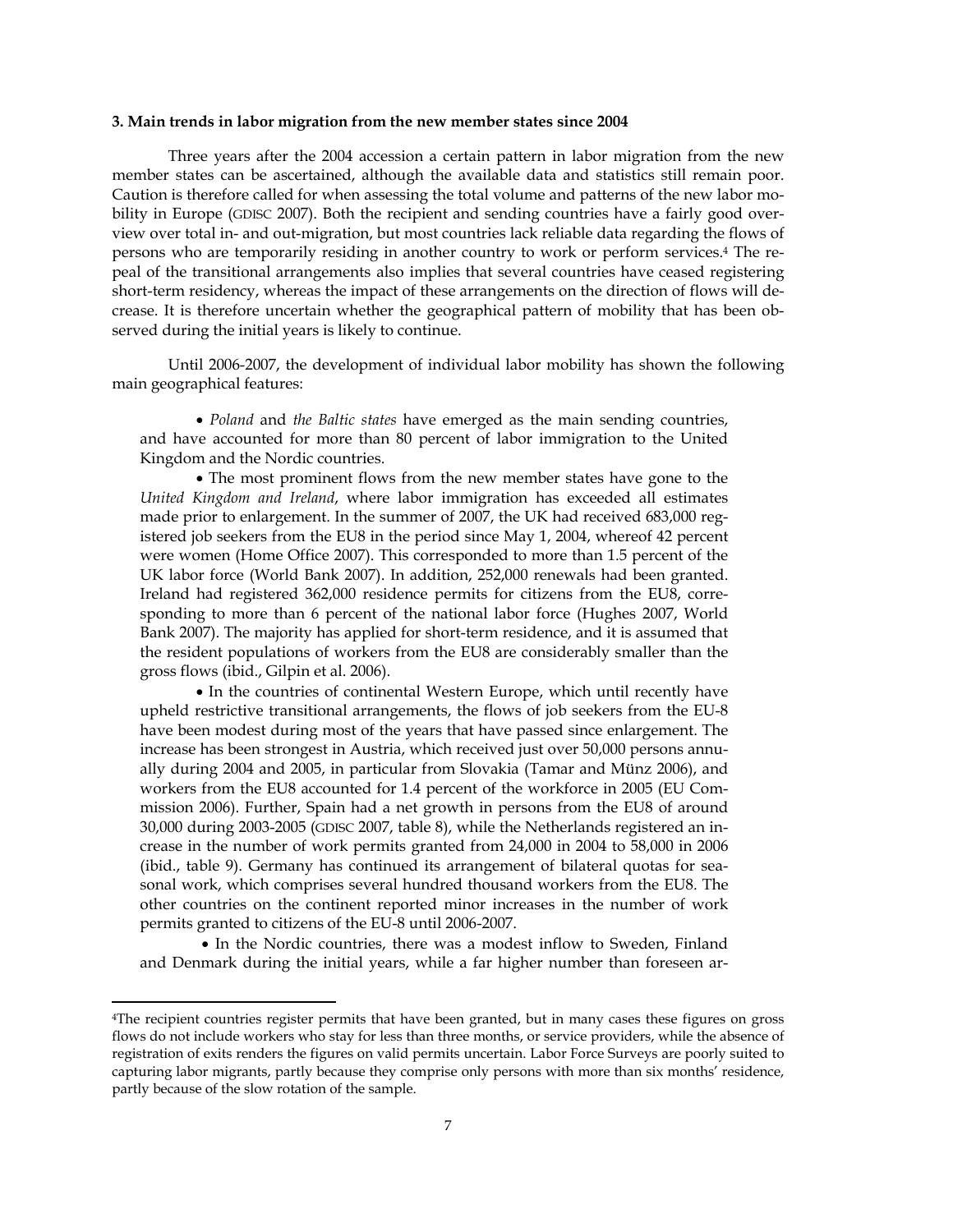### 3. Main trends in labor migration from the new member states since 2004

Three years after the 2004 accession a certain pattern in labor migration from the new member states can be ascertained, although the available data and statistics still remain poor. Caution is therefore called for when assessing the total volume and patterns of the new labor mobility in Europe (GDISC 2007). Both the recipient and sending countries have a fairly good overview over total in- and out-migration, but most countries lack reliable data regarding the flows of persons who are temporarily residing in another country to work or perform services.[4] The repeal of the transitional arrangements also implies that several countries have ceased registering short-term residency, whereas the impact of these arrangements on the direction of flows will decrease. It is therefore uncertain whether the geographical pattern of mobility that has been observed during the initial years is likely to continue.

Until 2006-2007, the development of individual labor mobility has shown the following main geographical features:

- *Poland* and *the Baltic states* have emerged as the main sending countries, and have accounted for more than 80 percent of labor immigration to the United Kingdom and the Nordic countries.
- The most prominent flows from the new member states have gone to the *United Kingdom and Ireland*, where labor immigration has exceeded all estimates made prior to enlargement. In the summer of 2007, the UK had received 683,000 registered job seekers from the EU8 in the period since May 1, 2004, whereof 42 percent were women (Home Office 2007). This corresponded to more than 1.5 percent of the UK labor force (World Bank 2007). In addition, 252,000 renewals had been granted. Ireland had registered 362,000 residence permits for citizens from the EU8, corresponding to more than 6 percent of the national labor force (Hughes 2007, World Bank 2007). The majority has applied for short-term residence, and it is assumed that the resident populations of workers from the EU8 are considerably smaller than the gross flows (ibid., Gilpin et al. 2006).
- In the countries of continental Western Europe, which until recently have upheld restrictive transitional arrangements, the flows of job seekers from the EU-8 have been modest during most of the years that have passed since enlargement. The increase has been strongest in Austria, which received just over 50,000 persons annually during 2004 and 2005, in particular from Slovakia (Tamar and Münz 2006), and workers from the EU8 accounted for 1.4 percent of the workforce in 2005 (EU Commission 2006). Further, Spain had a net growth in persons from the EU8 of around 30,000 during 2003-2005 (GDISC 2007, table 8), while the Netherlands registered an increase in the number of work permits granted from 24,000 in 2004 to 58,000 in 2006 (ibid., table 9). Germany has continued its arrangement of bilateral quotas for seasonal work, which comprises several hundred thousand workers from the EU8. The other countries on the continent reported minor increases in the number of work permits granted to citizens of the EU-8 until 2006-2007.
- In the Nordic countries, there was a modest inflow to Sweden, Finland and Denmark during the initial years, while a far higher number than foreseen ar-

[4] The recipient countries register permits that have been granted, but in many cases these figures on gross flows do not include workers who stay for less than three months, or service providers, while the absence of registration of exits renders the figures on valid permits uncertain. Labor Force Surveys are poorly suited to capturing labor migrants, partly because they comprise only persons with more than six months' residence, partly because of the slow rotation of the sample.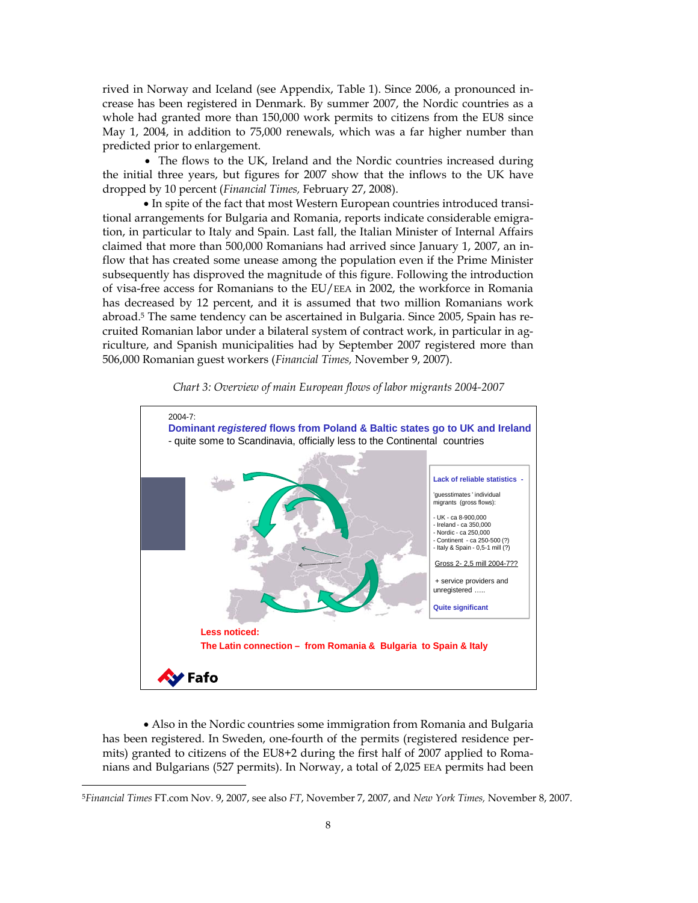rived in Norway and Iceland (see Appendix, Table 1). Since 2006, a pronounced increase has been registered in Denmark. By summer 2007, the Nordic countries as a whole had granted more than 150,000 work permits to citizens from the EU8 since May 1, 2004, in addition to 75,000 renewals, which was a far higher number than predicted prior to enlargement.

- The flows to the UK, Ireland and the Nordic countries increased during the initial three years, but figures for 2007 show that the inflows to the UK have dropped by 10 percent (*Financial Times,* February 27, 2008).

- In spite of the fact that most Western European countries introduced transitional arrangements for Bulgaria and Romania, reports indicate considerable emigration, in particular to Italy and Spain. Last fall, the Italian Minister of Internal Affairs claimed that more than 500,000 Romanians had arrived since January 1, 2007, an inflow that has created some unease among the population even if the Prime Minister subsequently has disproved the magnitude of this figure. Following the introduction of visa-free access for Romanians to the EU/EEA in 2002, the workforce in Romania has decreased by 12 percent, and it is assumed that two million Romanians work abroad.[5] The same tendency can be ascertained in Bulgaria. Since 2005, Spain has recruited Romanian labor under a bilateral system of contract work, in particular in agriculture, and Spanish municipalities had by September 2007 registered more than 506,000 Romanian guest workers (*Financial Times,* November 9, 2007).

*Chart 3: Overview of main European flows of labor migrants 2004-2007*

2004-7:
**Dominant *registered* flows from Poland & Baltic states go to UK and Ireland**
- quite some to Scandinavia, officially less to the Continental countries

**Lack of reliable statistics -**

'guesstimates' individual migrants (gross flows):

- UK - ca 8-900,000
- Ireland - ca 350,000
- Nordic - ca 250,000
- Continent - ca 250-500 (?)
- Italy & Spain - 0,5-1 mill (?)

Gross 2- 2,5 mill 2004-7??

+ service providers and unregistered .....

**Quite significant**

**Less noticed:**
**The Latin connection – from Romania & Bulgaria to Spain & Italy**

Fafo

- Also in the Nordic countries some immigration from Romania and Bulgaria has been registered. In Sweden, one-fourth of the permits (registered residence permits) granted to citizens of the EU8+2 during the first half of 2007 applied to Romanians and Bulgarians (527 permits). In Norway, a total of 2,025 EEA permits had been

---

[5] *Financial Times* FT.com Nov. 9, 2007, see also *FT*, November 7, 2007, and *New York Times,* November 8, 2007.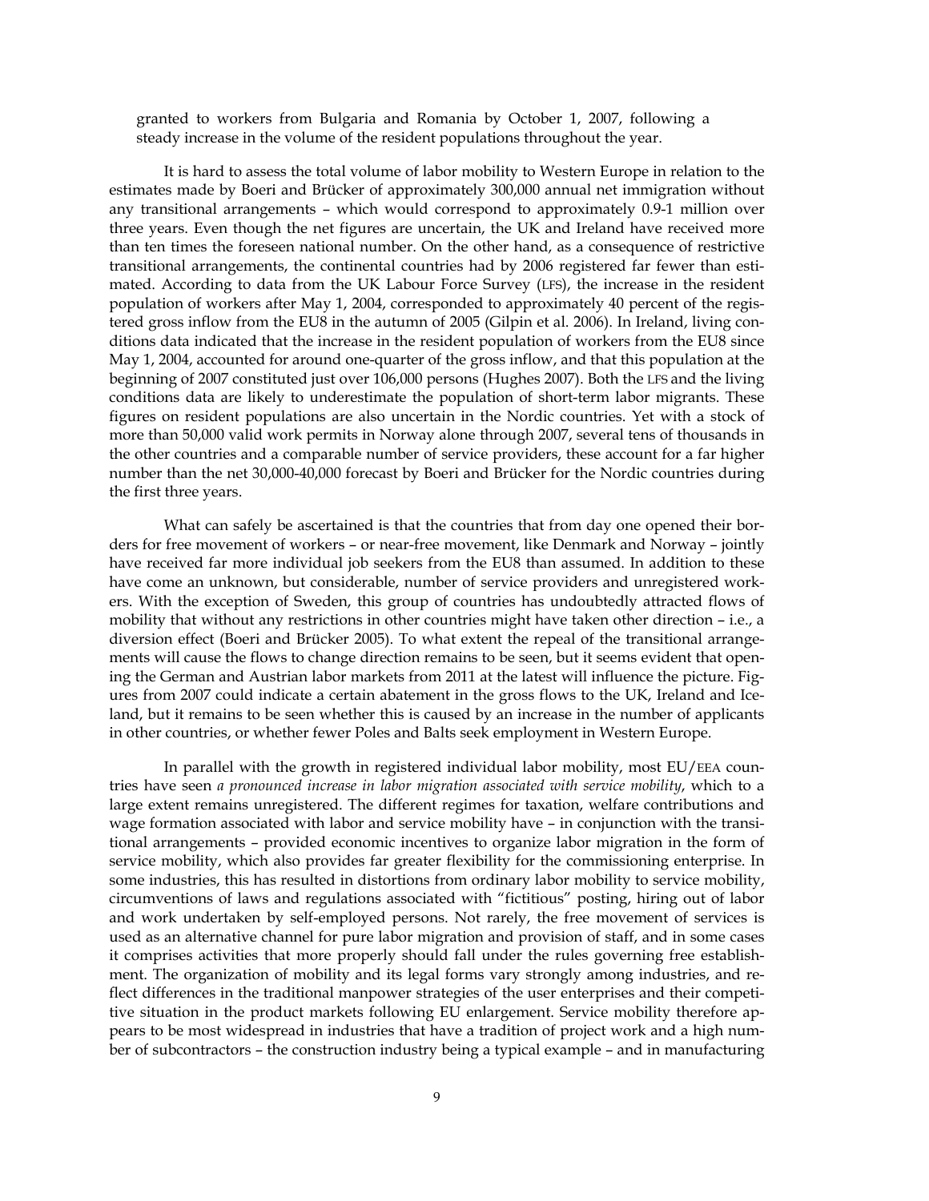granted to workers from Bulgaria and Romania by October 1, 2007, following a steady increase in the volume of the resident populations throughout the year.

It is hard to assess the total volume of labor mobility to Western Europe in relation to the estimates made by Boeri and Brücker of approximately 300,000 annual net immigration without any transitional arrangements – which would correspond to approximately 0.9-1 million over three years. Even though the net figures are uncertain, the UK and Ireland have received more than ten times the foreseen national number. On the other hand, as a consequence of restrictive transitional arrangements, the continental countries had by 2006 registered far fewer than estimated. According to data from the UK Labour Force Survey (LFS), the increase in the resident population of workers after May 1, 2004, corresponded to approximately 40 percent of the registered gross inflow from the EU8 in the autumn of 2005 (Gilpin et al. 2006). In Ireland, living conditions data indicated that the increase in the resident population of workers from the EU8 since May 1, 2004, accounted for around one-quarter of the gross inflow, and that this population at the beginning of 2007 constituted just over 106,000 persons (Hughes 2007). Both the LFS and the living conditions data are likely to underestimate the population of short-term labor migrants. These figures on resident populations are also uncertain in the Nordic countries. Yet with a stock of more than 50,000 valid work permits in Norway alone through 2007, several tens of thousands in the other countries and a comparable number of service providers, these account for a far higher number than the net 30,000-40,000 forecast by Boeri and Brücker for the Nordic countries during the first three years.

What can safely be ascertained is that the countries that from day one opened their borders for free movement of workers – or near-free movement, like Denmark and Norway – jointly have received far more individual job seekers from the EU8 than assumed. In addition to these have come an unknown, but considerable, number of service providers and unregistered workers. With the exception of Sweden, this group of countries has undoubtedly attracted flows of mobility that without any restrictions in other countries might have taken other direction – i.e., a diversion effect (Boeri and Brücker 2005). To what extent the repeal of the transitional arrangements will cause the flows to change direction remains to be seen, but it seems evident that opening the German and Austrian labor markets from 2011 at the latest will influence the picture. Figures from 2007 could indicate a certain abatement in the gross flows to the UK, Ireland and Iceland, but it remains to be seen whether this is caused by an increase in the number of applicants in other countries, or whether fewer Poles and Balts seek employment in Western Europe.

In parallel with the growth in registered individual labor mobility, most EU/EEA countries have seen *a pronounced increase in labor migration associated with service mobility*, which to a large extent remains unregistered. The different regimes for taxation, welfare contributions and wage formation associated with labor and service mobility have – in conjunction with the transitional arrangements – provided economic incentives to organize labor migration in the form of service mobility, which also provides far greater flexibility for the commissioning enterprise. In some industries, this has resulted in distortions from ordinary labor mobility to service mobility, circumventions of laws and regulations associated with "fictitious" posting, hiring out of labor and work undertaken by self-employed persons. Not rarely, the free movement of services is used as an alternative channel for pure labor migration and provision of staff, and in some cases it comprises activities that more properly should fall under the rules governing free establishment. The organization of mobility and its legal forms vary strongly among industries, and reflect differences in the traditional manpower strategies of the user enterprises and their competitive situation in the product markets following EU enlargement. Service mobility therefore appears to be most widespread in industries that have a tradition of project work and a high number of subcontractors – the construction industry being a typical example – and in manufacturing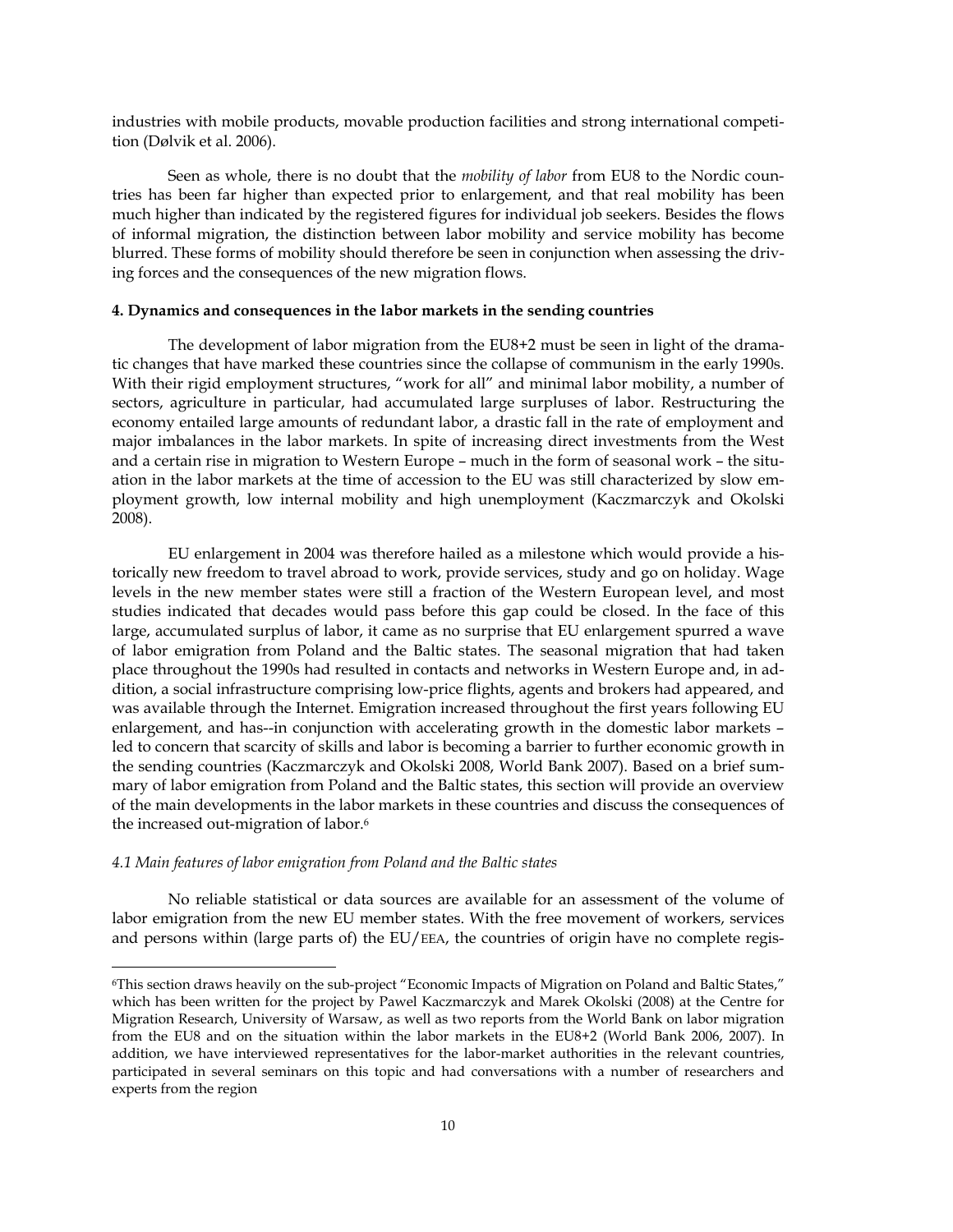industries with mobile products, movable production facilities and strong international competition (Dølvik et al. 2006).

Seen as whole, there is no doubt that the *mobility of labor* from EU8 to the Nordic countries has been far higher than expected prior to enlargement, and that real mobility has been much higher than indicated by the registered figures for individual job seekers. Besides the flows of informal migration, the distinction between labor mobility and service mobility has become blurred. These forms of mobility should therefore be seen in conjunction when assessing the driving forces and the consequences of the new migration flows.

## 4. Dynamics and consequences in the labor markets in the sending countries

The development of labor migration from the EU8+2 must be seen in light of the dramatic changes that have marked these countries since the collapse of communism in the early 1990s. With their rigid employment structures, "work for all" and minimal labor mobility, a number of sectors, agriculture in particular, had accumulated large surpluses of labor. Restructuring the economy entailed large amounts of redundant labor, a drastic fall in the rate of employment and major imbalances in the labor markets. In spite of increasing direct investments from the West and a certain rise in migration to Western Europe – much in the form of seasonal work – the situation in the labor markets at the time of accession to the EU was still characterized by slow employment growth, low internal mobility and high unemployment (Kaczmarczyk and Okolski 2008).

EU enlargement in 2004 was therefore hailed as a milestone which would provide a historically new freedom to travel abroad to work, provide services, study and go on holiday. Wage levels in the new member states were still a fraction of the Western European level, and most studies indicated that decades would pass before this gap could be closed. In the face of this large, accumulated surplus of labor, it came as no surprise that EU enlargement spurred a wave of labor emigration from Poland and the Baltic states. The seasonal migration that had taken place throughout the 1990s had resulted in contacts and networks in Western Europe and, in addition, a social infrastructure comprising low-price flights, agents and brokers had appeared, and was available through the Internet. Emigration increased throughout the first years following EU enlargement, and has--in conjunction with accelerating growth in the domestic labor markets – led to concern that scarcity of skills and labor is becoming a barrier to further economic growth in the sending countries (Kaczmarczyk and Okolski 2008, World Bank 2007). Based on a brief summary of labor emigration from Poland and the Baltic states, this section will provide an overview of the main developments in the labor markets in these countries and discuss the consequences of the increased out-migration of labor.[6]

### *4.1 Main features of labor emigration from Poland and the Baltic states*

No reliable statistical or data sources are available for an assessment of the volume of labor emigration from the new EU member states. With the free movement of workers, services and persons within (large parts of) the EU/EEA, the countries of origin have no complete regis-

[6]This section draws heavily on the sub-project "Economic Impacts of Migration on Poland and Baltic States," which has been written for the project by Pawel Kaczmarczyk and Marek Okolski (2008) at the Centre for Migration Research, University of Warsaw, as well as two reports from the World Bank on labor migration from the EU8 and on the situation within the labor markets in the EU8+2 (World Bank 2006, 2007). In addition, we have interviewed representatives for the labor-market authorities in the relevant countries, participated in several seminars on this topic and had conversations with a number of researchers and experts from the region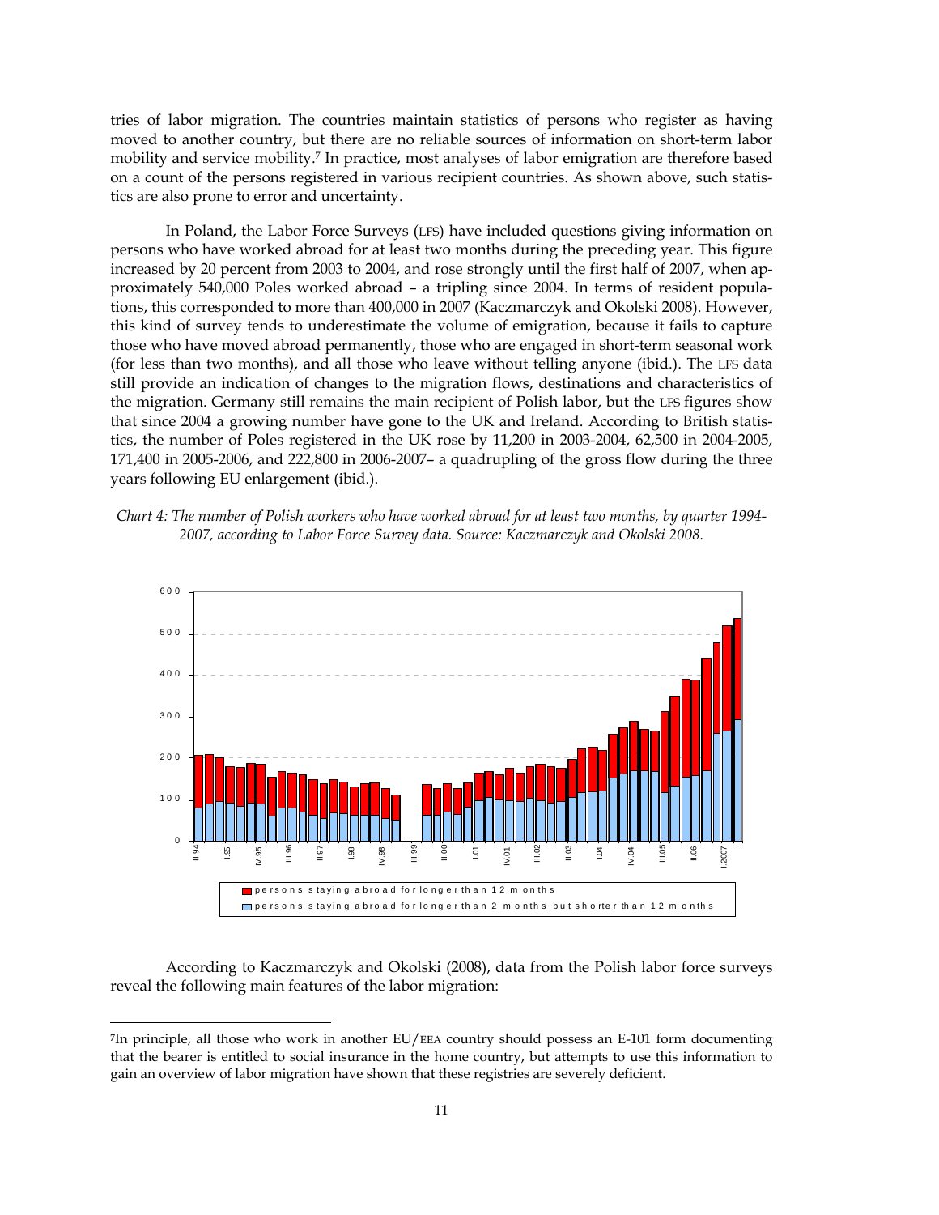tries of labor migration. The countries maintain statistics of persons who register as having moved to another country, but there are no reliable sources of information on short-term labor mobility and service mobility.[7] In practice, most analyses of labor emigration are therefore based on a count of the persons registered in various recipient countries. As shown above, such statistics are also prone to error and uncertainty.

In Poland, the Labor Force Surveys (LFS) have included questions giving information on persons who have worked abroad for at least two months during the preceding year. This figure increased by 20 percent from 2003 to 2004, and rose strongly until the first half of 2007, when approximately 540,000 Poles worked abroad – a tripling since 2004. In terms of resident populations, this corresponded to more than 400,000 in 2007 (Kaczmarczyk and Okolski 2008). However, this kind of survey tends to underestimate the volume of emigration, because it fails to capture those who have moved abroad permanently, those who are engaged in short-term seasonal work (for less than two months), and all those who leave without telling anyone (ibid.). The LFS data still provide an indication of changes to the migration flows, destinations and characteristics of the migration. Germany still remains the main recipient of Polish labor, but the LFS figures show that since 2004 a growing number have gone to the UK and Ireland. According to British statistics, the number of Poles registered in the UK rose by 11,200 in 2003-2004, 62,500 in 2004-2005, 171,400 in 2005-2006, and 222,800 in 2006-2007– a quadrupling of the gross flow during the three years following EU enlargement (ibid.).

*Chart 4: The number of Polish workers who have worked abroad for at least two months, by quarter 1994-2007, according to Labor Force Survey data. Source: Kaczmarczyk and Okolski 2008.*

According to Kaczmarczyk and Okolski (2008), data from the Polish labor force surveys reveal the following main features of the labor migration:

---

[7] In principle, all those who work in another EU/EEA country should possess an E-101 form documenting that the bearer is entitled to social insurance in the home country, but attempts to use this information to gain an overview of labor migration have shown that these registries are severely deficient.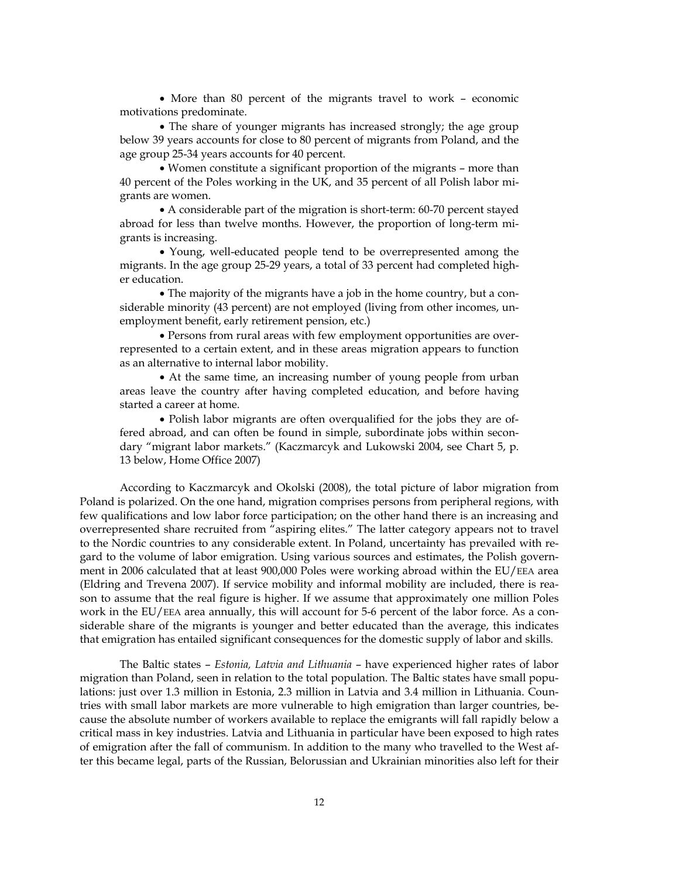- More than 80 percent of the migrants travel to work – economic motivations predominate.
- The share of younger migrants has increased strongly; the age group below 39 years accounts for close to 80 percent of migrants from Poland, and the age group 25-34 years accounts for 40 percent.
- Women constitute a significant proportion of the migrants – more than 40 percent of the Poles working in the UK, and 35 percent of all Polish labor migrants are women.
- A considerable part of the migration is short-term: 60-70 percent stayed abroad for less than twelve months. However, the proportion of long-term migrants is increasing.
- Young, well-educated people tend to be overrepresented among the migrants. In the age group 25-29 years, a total of 33 percent had completed higher education.
- The majority of the migrants have a job in the home country, but a considerable minority (43 percent) are not employed (living from other incomes, unemployment benefit, early retirement pension, etc.)
- Persons from rural areas with few employment opportunities are overrepresented to a certain extent, and in these areas migration appears to function as an alternative to internal labor mobility.
- At the same time, an increasing number of young people from urban areas leave the country after having completed education, and before having started a career at home.
- Polish labor migrants are often overqualified for the jobs they are offered abroad, and can often be found in simple, subordinate jobs within secondary "migrant labor markets." (Kaczmarcyk and Lukowski 2004, see Chart 5, p. 13 below, Home Office 2007)

According to Kaczmarcyk and Okolski (2008), the total picture of labor migration from Poland is polarized. On the one hand, migration comprises persons from peripheral regions, with few qualifications and low labor force participation; on the other hand there is an increasing and overrepresented share recruited from "aspiring elites." The latter category appears not to travel to the Nordic countries to any considerable extent. In Poland, uncertainty has prevailed with regard to the volume of labor emigration. Using various sources and estimates, the Polish government in 2006 calculated that at least 900,000 Poles were working abroad within the EU/EEA area (Eldring and Trevena 2007). If service mobility and informal mobility are included, there is reason to assume that the real figure is higher. If we assume that approximately one million Poles work in the EU/EEA area annually, this will account for 5-6 percent of the labor force. As a considerable share of the migrants is younger and better educated than the average, this indicates that emigration has entailed significant consequences for the domestic supply of labor and skills.

The Baltic states – *Estonia, Latvia and Lithuania* – have experienced higher rates of labor migration than Poland, seen in relation to the total population. The Baltic states have small populations: just over 1.3 million in Estonia, 2.3 million in Latvia and 3.4 million in Lithuania. Countries with small labor markets are more vulnerable to high emigration than larger countries, because the absolute number of workers available to replace the emigrants will fall rapidly below a critical mass in key industries. Latvia and Lithuania in particular have been exposed to high rates of emigration after the fall of communism. In addition to the many who travelled to the West after this became legal, parts of the Russian, Belorussian and Ukrainian minorities also left for their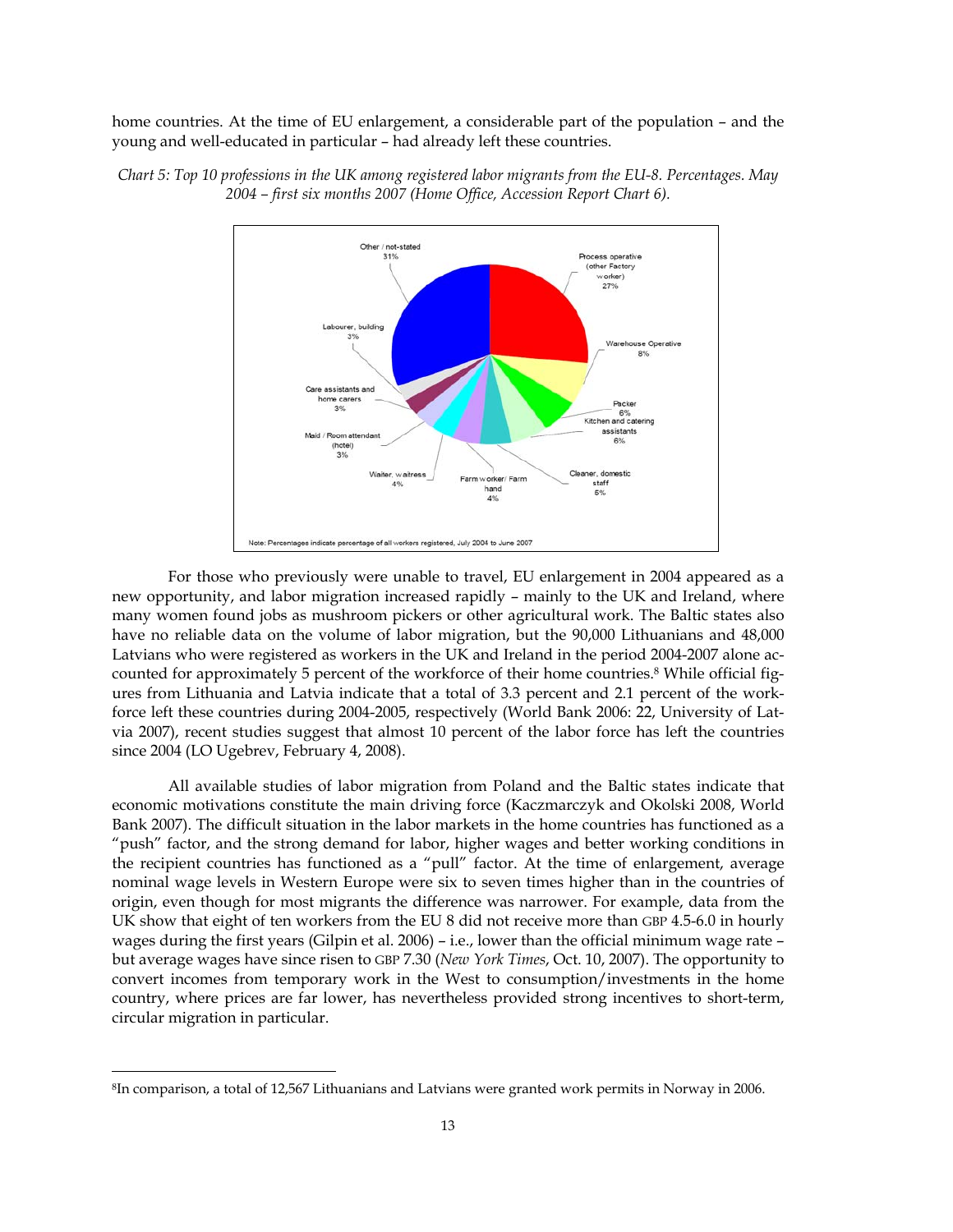home countries. At the time of EU enlargement, a considerable part of the population – and the young and well-educated in particular – had already left these countries.

*Chart 5: Top 10 professions in the UK among registered labor migrants from the EU-8. Percentages. May 2004 – first six months 2007 (Home Office, Accession Report Chart 6).*

For those who previously were unable to travel, EU enlargement in 2004 appeared as a new opportunity, and labor migration increased rapidly – mainly to the UK and Ireland, where many women found jobs as mushroom pickers or other agricultural work. The Baltic states also have no reliable data on the volume of labor migration, but the 90,000 Lithuanians and 48,000 Latvians who were registered as workers in the UK and Ireland in the period 2004-2007 alone accounted for approximately 5 percent of the workforce of their home countries.[8] While official figures from Lithuania and Latvia indicate that a total of 3.3 percent and 2.1 percent of the workforce left these countries during 2004-2005, respectively (World Bank 2006: 22, University of Latvia 2007), recent studies suggest that almost 10 percent of the labor force has left the countries since 2004 (LO Ugebrev, February 4, 2008).

All available studies of labor migration from Poland and the Baltic states indicate that economic motivations constitute the main driving force (Kaczmarczyk and Okolski 2008, World Bank 2007). The difficult situation in the labor markets in the home countries has functioned as a "push" factor, and the strong demand for labor, higher wages and better working conditions in the recipient countries has functioned as a "pull" factor. At the time of enlargement, average nominal wage levels in Western Europe were six to seven times higher than in the countries of origin, even though for most migrants the difference was narrower. For example, data from the UK show that eight of ten workers from the EU 8 did not receive more than GBP 4.5-6.0 in hourly wages during the first years (Gilpin et al. 2006) – i.e., lower than the official minimum wage rate – but average wages have since risen to GBP 7.30 (*New York Times*, Oct. 10, 2007). The opportunity to convert incomes from temporary work in the West to consumption/investments in the home country, where prices are far lower, has nevertheless provided strong incentives to short-term, circular migration in particular.

---

[8] In comparison, a total of 12,567 Lithuanians and Latvians were granted work permits in Norway in 2006.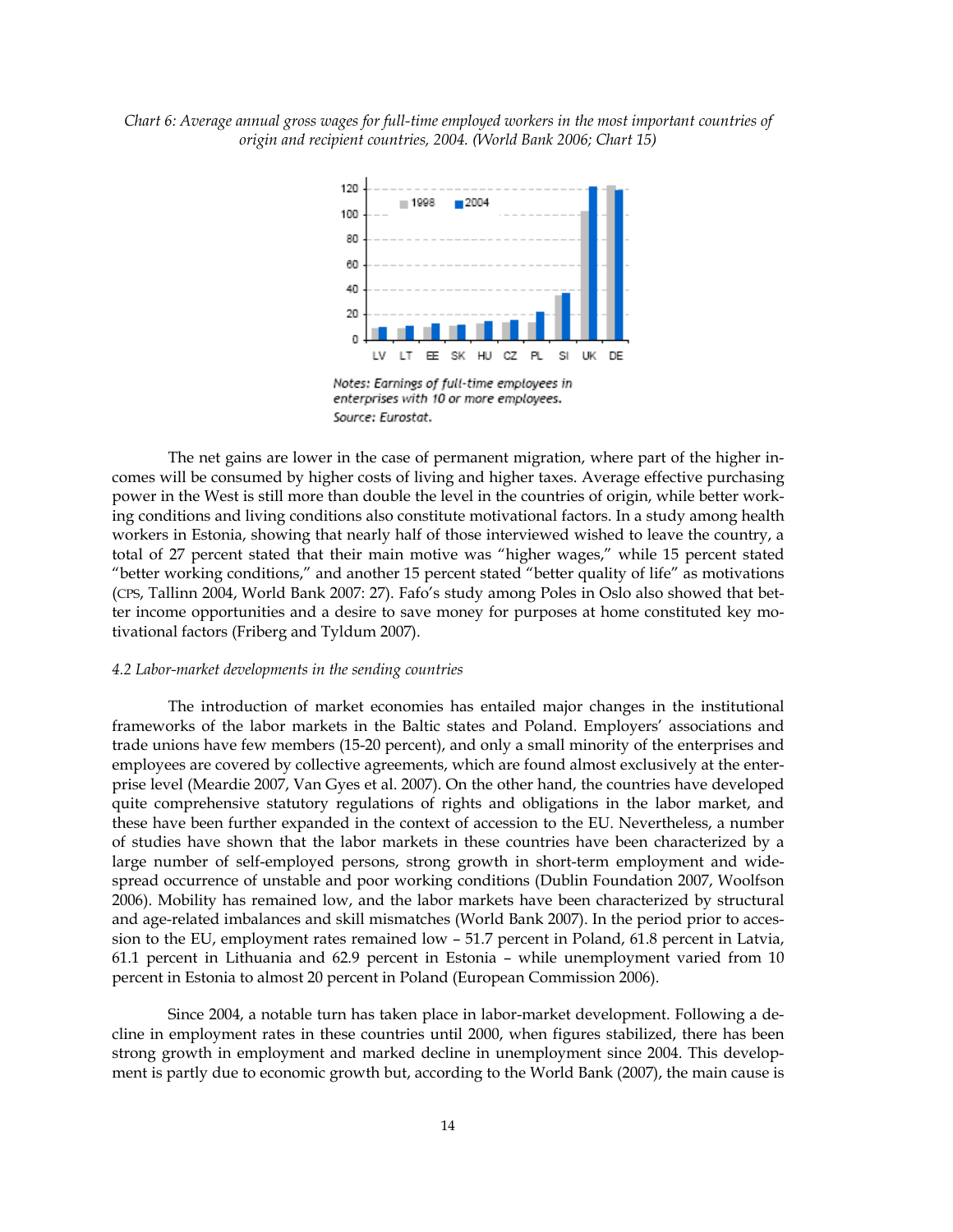*Chart 6: Average annual gross wages for full-time employed workers in the most important countries of origin and recipient countries, 2004. (World Bank 2006; Chart 15)*

Notes: Earnings of full-time employees in enterprises with 10 or more employees.
Source: Eurostat.

The net gains are lower in the case of permanent migration, where part of the higher incomes will be consumed by higher costs of living and higher taxes. Average effective purchasing power in the West is still more than double the level in the countries of origin, while better working conditions and living conditions also constitute motivational factors. In a study among health workers in Estonia, showing that nearly half of those interviewed wished to leave the country, a total of 27 percent stated that their main motive was "higher wages," while 15 percent stated "better working conditions," and another 15 percent stated "better quality of life" as motivations (CPS, Tallinn 2004, World Bank 2007: 27). Fafo's study among Poles in Oslo also showed that better income opportunities and a desire to save money for purposes at home constituted key motivational factors (Friberg and Tyldum 2007).

*4.2 Labor-market developments in the sending countries*

The introduction of market economies has entailed major changes in the institutional frameworks of the labor markets in the Baltic states and Poland. Employers' associations and trade unions have few members (15-20 percent), and only a small minority of the enterprises and employees are covered by collective agreements, which are found almost exclusively at the enterprise level (Meardie 2007, Van Gyes et al. 2007). On the other hand, the countries have developed quite comprehensive statutory regulations of rights and obligations in the labor market, and these have been further expanded in the context of accession to the EU. Nevertheless, a number of studies have shown that the labor markets in these countries have been characterized by a large number of self-employed persons, strong growth in short-term employment and widespread occurrence of unstable and poor working conditions (Dublin Foundation 2007, Woolfson 2006). Mobility has remained low, and the labor markets have been characterized by structural and age-related imbalances and skill mismatches (World Bank 2007). In the period prior to accession to the EU, employment rates remained low – 51.7 percent in Poland, 61.8 percent in Latvia, 61.1 percent in Lithuania and 62.9 percent in Estonia – while unemployment varied from 10 percent in Estonia to almost 20 percent in Poland (European Commission 2006).

Since 2004, a notable turn has taken place in labor-market development. Following a decline in employment rates in these countries until 2000, when figures stabilized, there has been strong growth in employment and marked decline in unemployment since 2004. This development is partly due to economic growth but, according to the World Bank (2007), the main cause is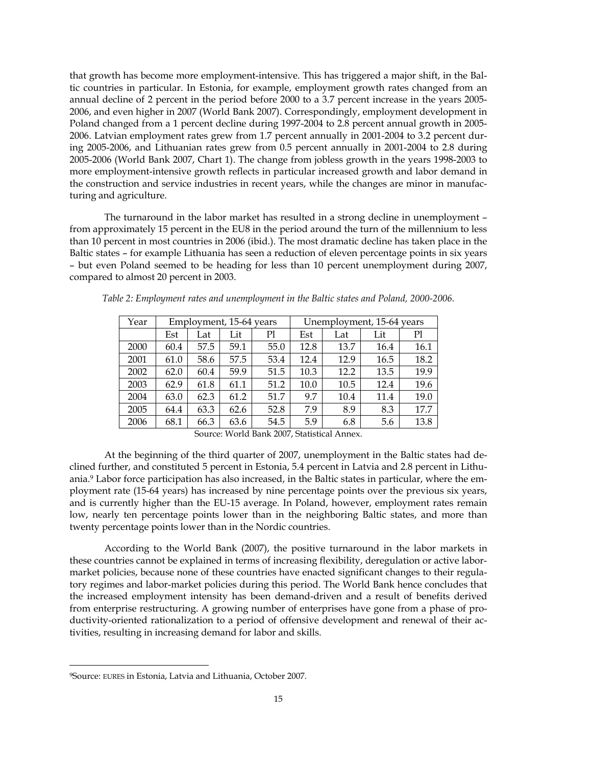that growth has become more employment-intensive. This has triggered a major shift, in the Baltic countries in particular. In Estonia, for example, employment growth rates changed from an annual decline of 2 percent in the period before 2000 to a 3.7 percent increase in the years 2005-2006, and even higher in 2007 (World Bank 2007). Correspondingly, employment development in Poland changed from a 1 percent decline during 1997-2004 to 2.8 percent annual growth in 2005-2006. Latvian employment rates grew from 1.7 percent annually in 2001-2004 to 3.2 percent during 2005-2006, and Lithuanian rates grew from 0.5 percent annually in 2001-2004 to 2.8 during 2005-2006 (World Bank 2007, Chart 1). The change from jobless growth in the years 1998-2003 to more employment-intensive growth reflects in particular increased growth and labor demand in the construction and service industries in recent years, while the changes are minor in manufacturing and agriculture.

The turnaround in the labor market has resulted in a strong decline in unemployment – from approximately 15 percent in the EU8 in the period around the turn of the millennium to less than 10 percent in most countries in 2006 (ibid.). The most dramatic decline has taken place in the Baltic states – for example Lithuania has seen a reduction of eleven percentage points in six years – but even Poland seemed to be heading for less than 10 percent unemployment during 2007, compared to almost 20 percent in 2003.

*Table 2: Employment rates and unemployment in the Baltic states and Poland, 2000-2006.*

| Year | Employment, 15-64 years | | | | Unemployment, 15-64 years | | | |
|---|---|---|---|---|---|---|---|---|
| | Est | Lat | Lit | Pl | Est | Lat | Lit | Pl |
| 2000 | 60.4 | 57.5 | 59.1 | 55.0 | 12.8 | 13.7 | 16.4 | 16.1 |
| 2001 | 61.0 | 58.6 | 57.5 | 53.4 | 12.4 | 12.9 | 16.5 | 18.2 |
| 2002 | 62.0 | 60.4 | 59.9 | 51.5 | 10.3 | 12.2 | 13.5 | 19.9 |
| 2003 | 62.9 | 61.8 | 61.1 | 51.2 | 10.0 | 10.5 | 12.4 | 19.6 |
| 2004 | 63.0 | 62.3 | 61.2 | 51.7 | 9.7 | 10.4 | 11.4 | 19.0 |
| 2005 | 64.4 | 63.3 | 62.6 | 52.8 | 7.9 | 8.9 | 8.3 | 17.7 |
| 2006 | 68.1 | 66.3 | 63.6 | 54.5 | 5.9 | 6.8 | 5.6 | 13.8 |

Source: World Bank 2007, Statistical Annex.

At the beginning of the third quarter of 2007, unemployment in the Baltic states had declined further, and constituted 5 percent in Estonia, 5.4 percent in Latvia and 2.8 percent in Lithuania.[9] Labor force participation has also increased, in the Baltic states in particular, where the employment rate (15-64 years) has increased by nine percentage points over the previous six years, and is currently higher than the EU-15 average. In Poland, however, employment rates remain low, nearly ten percentage points lower than in the neighboring Baltic states, and more than twenty percentage points lower than in the Nordic countries.

According to the World Bank (2007), the positive turnaround in the labor markets in these countries cannot be explained in terms of increasing flexibility, deregulation or active labor-market policies, because none of these countries have enacted significant changes to their regulatory regimes and labor-market policies during this period. The World Bank hence concludes that the increased employment intensity has been demand-driven and a result of benefits derived from enterprise restructuring. A growing number of enterprises have gone from a phase of productivity-oriented rationalization to a period of offensive development and renewal of their activities, resulting in increasing demand for labor and skills.

[9]Source: EURES in Estonia, Latvia and Lithuania, October 2007.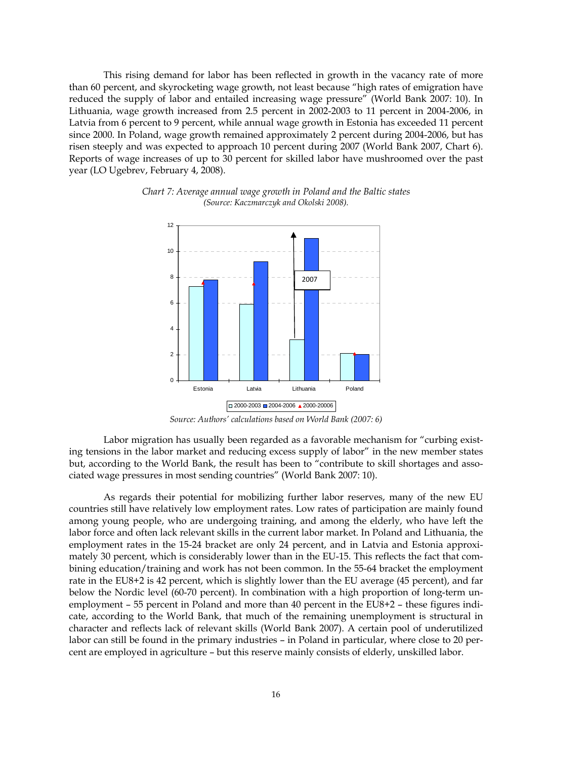This rising demand for labor has been reflected in growth in the vacancy rate of more than 60 percent, and skyrocketing wage growth, not least because "high rates of emigration have reduced the supply of labor and entailed increasing wage pressure" (World Bank 2007: 10). In Lithuania, wage growth increased from 2.5 percent in 2002-2003 to 11 percent in 2004-2006, in Latvia from 6 percent to 9 percent, while annual wage growth in Estonia has exceeded 11 percent since 2000. In Poland, wage growth remained approximately 2 percent during 2004-2006, but has risen steeply and was expected to approach 10 percent during 2007 (World Bank 2007, Chart 6). Reports of wage increases of up to 30 percent for skilled labor have mushroomed over the past year (LO Ugebrev, February 4, 2008).

*Chart 7: Average annual wage growth in Poland and the Baltic states*
*(Source: Kaczmarczyk and Okolski 2008).*

*Source: Authors' calculations based on World Bank (2007: 6)*

Labor migration has usually been regarded as a favorable mechanism for "curbing existing tensions in the labor market and reducing excess supply of labor" in the new member states but, according to the World Bank, the result has been to "contribute to skill shortages and associated wage pressures in most sending countries" (World Bank 2007: 10).

As regards their potential for mobilizing further labor reserves, many of the new EU countries still have relatively low employment rates. Low rates of participation are mainly found among young people, who are undergoing training, and among the elderly, who have left the labor force and often lack relevant skills in the current labor market. In Poland and Lithuania, the employment rates in the 15-24 bracket are only 24 percent, and in Latvia and Estonia approximately 30 percent, which is considerably lower than in the EU-15. This reflects the fact that combining education/training and work has not been common. In the 55-64 bracket the employment rate in the EU8+2 is 42 percent, which is slightly lower than the EU average (45 percent), and far below the Nordic level (60-70 percent). In combination with a high proportion of long-term unemployment – 55 percent in Poland and more than 40 percent in the EU8+2 – these figures indicate, according to the World Bank, that much of the remaining unemployment is structural in character and reflects lack of relevant skills (World Bank 2007). A certain pool of underutilized labor can still be found in the primary industries – in Poland in particular, where close to 20 percent are employed in agriculture – but this reserve mainly consists of elderly, unskilled labor.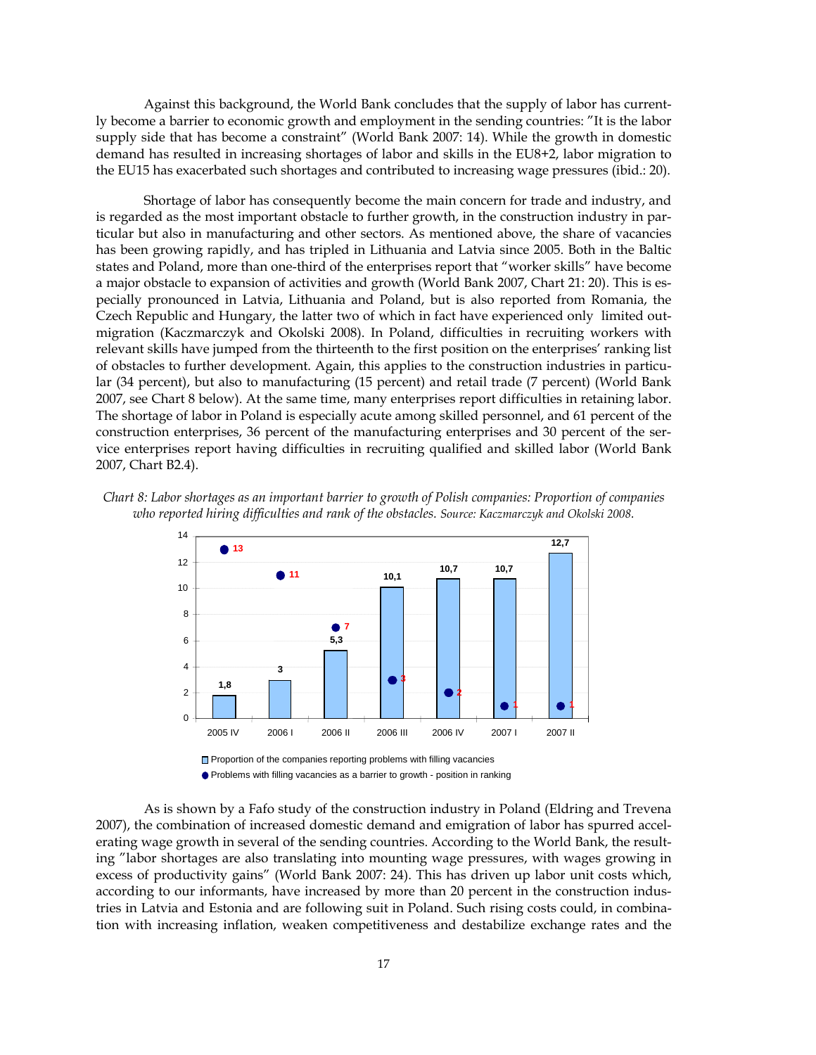Against this background, the World Bank concludes that the supply of labor has currently become a barrier to economic growth and employment in the sending countries: "It is the labor supply side that has become a constraint" (World Bank 2007: 14). While the growth in domestic demand has resulted in increasing shortages of labor and skills in the EU8+2, labor migration to the EU15 has exacerbated such shortages and contributed to increasing wage pressures (ibid.: 20).

Shortage of labor has consequently become the main concern for trade and industry, and is regarded as the most important obstacle to further growth, in the construction industry in particular but also in manufacturing and other sectors. As mentioned above, the share of vacancies has been growing rapidly, and has tripled in Lithuania and Latvia since 2005. Both in the Baltic states and Poland, more than one-third of the enterprises report that "worker skills" have become a major obstacle to expansion of activities and growth (World Bank 2007, Chart 21: 20). This is especially pronounced in Latvia, Lithuania and Poland, but is also reported from Romania, the Czech Republic and Hungary, the latter two of which in fact have experienced only limited outmigration (Kaczmarczyk and Okolski 2008). In Poland, difficulties in recruiting workers with relevant skills have jumped from the thirteenth to the first position on the enterprises' ranking list of obstacles to further development. Again, this applies to the construction industries in particular (34 percent), but also to manufacturing (15 percent) and retail trade (7 percent) (World Bank 2007, see Chart 8 below). At the same time, many enterprises report difficulties in retaining labor. The shortage of labor in Poland is especially acute among skilled personnel, and 61 percent of the construction enterprises, 36 percent of the manufacturing enterprises and 30 percent of the service enterprises report having difficulties in recruiting qualified and skilled labor (World Bank 2007, Chart B2.4).

*Chart 8: Labor shortages as an important barrier to growth of Polish companies: Proportion of companies who reported hiring difficulties and rank of the obstacles. Source: Kaczmarczyk and Okolski 2008.*

| | 2005 IV | 2006 I | 2006 II | 2006 III | 2006 IV | 2007 I | 2007 II |
|---|---|---|---|---|---|---|---|
| Proportion of the companies reporting problems with filling vacancies | 1,8 | 3 | 5,3 | 10,1 | 10,7 | 10,7 | 12,7 |
| Problems with filling vacancies as a barrier to growth - position in ranking | 13 | 11 | 7 | 3 | 2 | 1 | 1 |

As is shown by a Fafo study of the construction industry in Poland (Eldring and Trevena 2007), the combination of increased domestic demand and emigration of labor has spurred accelerating wage growth in several of the sending countries. According to the World Bank, the resulting "labor shortages are also translating into mounting wage pressures, with wages growing in excess of productivity gains" (World Bank 2007: 24). This has driven up labor unit costs which, according to our informants, have increased by more than 20 percent in the construction industries in Latvia and Estonia and are following suit in Poland. Such rising costs could, in combination with increasing inflation, weaken competitiveness and destabilize exchange rates and the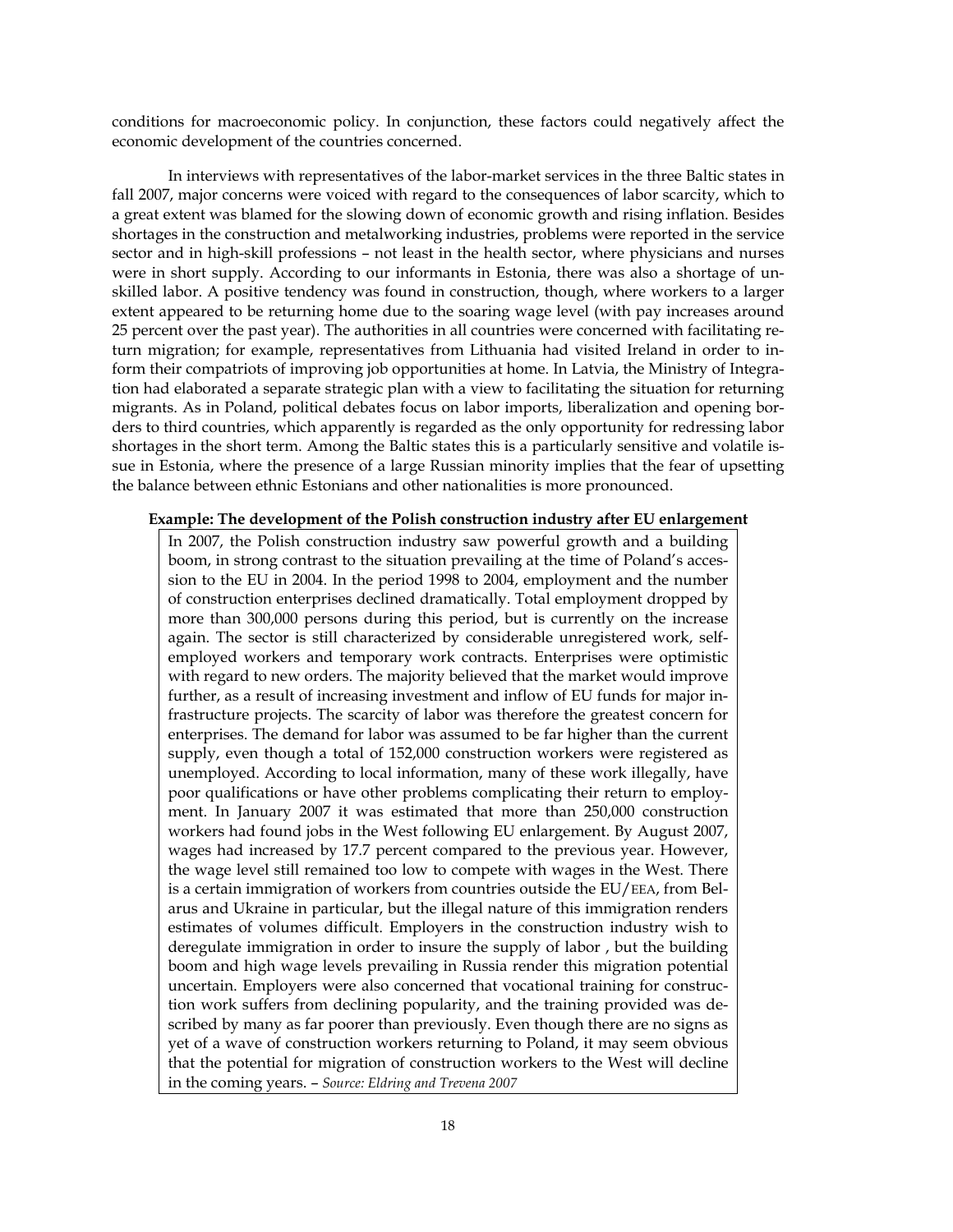conditions for macroeconomic policy. In conjunction, these factors could negatively affect the economic development of the countries concerned.

In interviews with representatives of the labor-market services in the three Baltic states in fall 2007, major concerns were voiced with regard to the consequences of labor scarcity, which to a great extent was blamed for the slowing down of economic growth and rising inflation. Besides shortages in the construction and metalworking industries, problems were reported in the service sector and in high-skill professions – not least in the health sector, where physicians and nurses were in short supply. According to our informants in Estonia, there was also a shortage of unskilled labor. A positive tendency was found in construction, though, where workers to a larger extent appeared to be returning home due to the soaring wage level (with pay increases around 25 percent over the past year). The authorities in all countries were concerned with facilitating return migration; for example, representatives from Lithuania had visited Ireland in order to inform their compatriots of improving job opportunities at home. In Latvia, the Ministry of Integration had elaborated a separate strategic plan with a view to facilitating the situation for returning migrants. As in Poland, political debates focus on labor imports, liberalization and opening borders to third countries, which apparently is regarded as the only opportunity for redressing labor shortages in the short term. Among the Baltic states this is a particularly sensitive and volatile issue in Estonia, where the presence of a large Russian minority implies that the fear of upsetting the balance between ethnic Estonians and other nationalities is more pronounced.

**Example: The development of the Polish construction industry after EU enlargement**

In 2007, the Polish construction industry saw powerful growth and a building boom, in strong contrast to the situation prevailing at the time of Poland's accession to the EU in 2004. In the period 1998 to 2004, employment and the number of construction enterprises declined dramatically. Total employment dropped by more than 300,000 persons during this period, but is currently on the increase again. The sector is still characterized by considerable unregistered work, self-employed workers and temporary work contracts. Enterprises were optimistic with regard to new orders. The majority believed that the market would improve further, as a result of increasing investment and inflow of EU funds for major infrastructure projects. The scarcity of labor was therefore the greatest concern for enterprises. The demand for labor was assumed to be far higher than the current supply, even though a total of 152,000 construction workers were registered as unemployed. According to local information, many of these work illegally, have poor qualifications or have other problems complicating their return to employment. In January 2007 it was estimated that more than 250,000 construction workers had found jobs in the West following EU enlargement. By August 2007, wages had increased by 17.7 percent compared to the previous year. However, the wage level still remained too low to compete with wages in the West. There is a certain immigration of workers from countries outside the EU/EEA, from Belarus and Ukraine in particular, but the illegal nature of this immigration renders estimates of volumes difficult. Employers in the construction industry wish to deregulate immigration in order to insure the supply of labor , but the building boom and high wage levels prevailing in Russia render this migration potential uncertain. Employers were also concerned that vocational training for construction work suffers from declining popularity, and the training provided was described by many as far poorer than previously. Even though there are no signs as yet of a wave of construction workers returning to Poland, it may seem obvious that the potential for migration of construction workers to the West will decline in the coming years. – *Source: Eldring and Trevena 2007*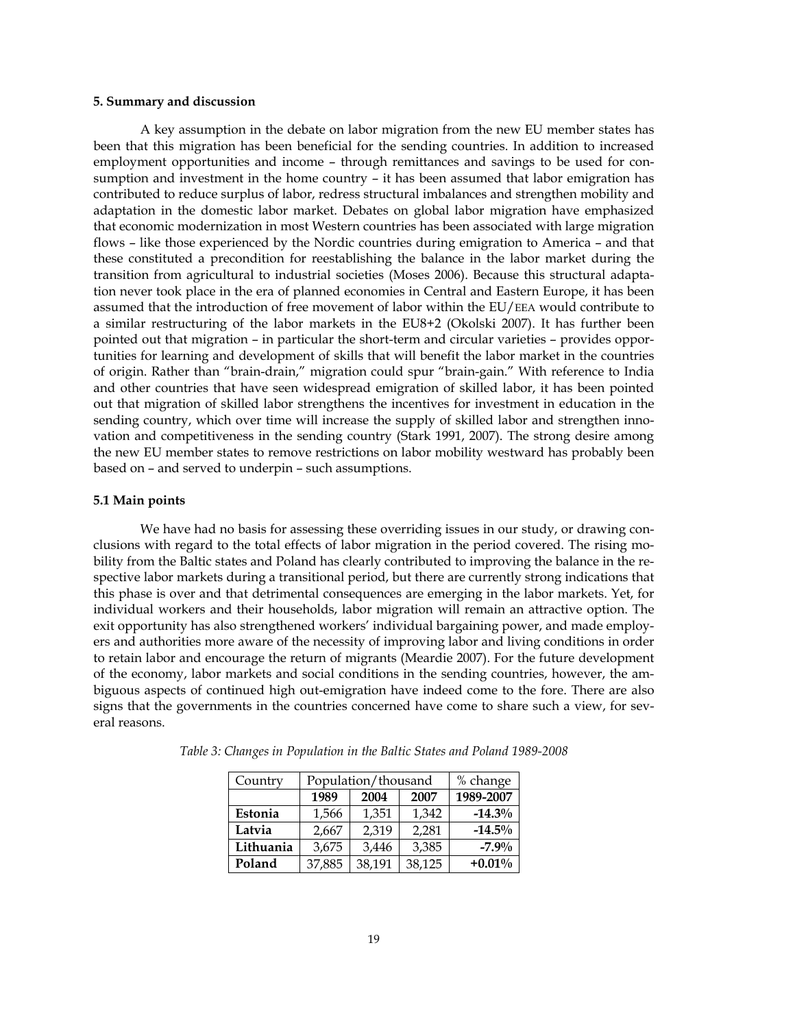## 5. Summary and discussion

A key assumption in the debate on labor migration from the new EU member states has been that this migration has been beneficial for the sending countries. In addition to increased employment opportunities and income – through remittances and savings to be used for consumption and investment in the home country – it has been assumed that labor emigration has contributed to reduce surplus of labor, redress structural imbalances and strengthen mobility and adaptation in the domestic labor market. Debates on global labor migration have emphasized that economic modernization in most Western countries has been associated with large migration flows – like those experienced by the Nordic countries during emigration to America – and that these constituted a precondition for reestablishing the balance in the labor market during the transition from agricultural to industrial societies (Moses 2006). Because this structural adaptation never took place in the era of planned economies in Central and Eastern Europe, it has been assumed that the introduction of free movement of labor within the EU/EEA would contribute to a similar restructuring of the labor markets in the EU8+2 (Okolski 2007). It has further been pointed out that migration – in particular the short-term and circular varieties – provides opportunities for learning and development of skills that will benefit the labor market in the countries of origin. Rather than "brain-drain," migration could spur "brain-gain." With reference to India and other countries that have seen widespread emigration of skilled labor, it has been pointed out that migration of skilled labor strengthens the incentives for investment in education in the sending country, which over time will increase the supply of skilled labor and strengthen innovation and competitiveness in the sending country (Stark 1991, 2007). The strong desire among the new EU member states to remove restrictions on labor mobility westward has probably been based on – and served to underpin – such assumptions.

### 5.1 Main points

We have had no basis for assessing these overriding issues in our study, or drawing conclusions with regard to the total effects of labor migration in the period covered. The rising mobility from the Baltic states and Poland has clearly contributed to improving the balance in the respective labor markets during a transitional period, but there are currently strong indications that this phase is over and that detrimental consequences are emerging in the labor markets. Yet, for individual workers and their households, labor migration will remain an attractive option. The exit opportunity has also strengthened workers' individual bargaining power, and made employers and authorities more aware of the necessity of improving labor and living conditions in order to retain labor and encourage the return of migrants (Meardie 2007). For the future development of the economy, labor markets and social conditions in the sending countries, however, the ambiguous aspects of continued high out-emigration have indeed come to the fore. There are also signs that the governments in the countries concerned have come to share such a view, for several reasons.

*Table 3: Changes in Population in the Baltic States and Poland 1989-2008*

| Country | Population/thousand | | | % change |
|---|---|---|---|---|
| | **1989** | **2004** | **2007** | **1989-2007** |
| **Estonia** | 1,566 | 1,351 | 1,342 | **-14.3%** |
| **Latvia** | 2,667 | 2,319 | 2,281 | **-14.5%** |
| **Lithuania** | 3,675 | 3,446 | 3,385 | **-7.9%** |
| **Poland** | 37,885 | 38,191 | 38,125 | **+0.01%** |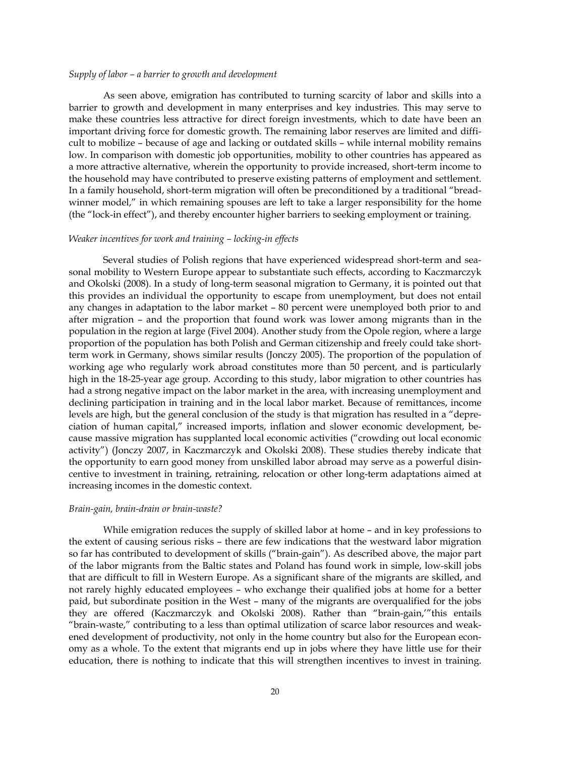*Supply of labor – a barrier to growth and development*

As seen above, emigration has contributed to turning scarcity of labor and skills into a barrier to growth and development in many enterprises and key industries. This may serve to make these countries less attractive for direct foreign investments, which to date have been an important driving force for domestic growth. The remaining labor reserves are limited and difficult to mobilize – because of age and lacking or outdated skills – while internal mobility remains low. In comparison with domestic job opportunities, mobility to other countries has appeared as a more attractive alternative, wherein the opportunity to provide increased, short-term income to the household may have contributed to preserve existing patterns of employment and settlement. In a family household, short-term migration will often be preconditioned by a traditional "breadwinner model," in which remaining spouses are left to take a larger responsibility for the home (the "lock-in effect"), and thereby encounter higher barriers to seeking employment or training.

*Weaker incentives for work and training – locking-in effects*

Several studies of Polish regions that have experienced widespread short-term and seasonal mobility to Western Europe appear to substantiate such effects, according to Kaczmarczyk and Okolski (2008). In a study of long-term seasonal migration to Germany, it is pointed out that this provides an individual the opportunity to escape from unemployment, but does not entail any changes in adaptation to the labor market – 80 percent were unemployed both prior to and after migration – and the proportion that found work was lower among migrants than in the population in the region at large (Fivel 2004). Another study from the Opole region, where a large proportion of the population has both Polish and German citizenship and freely could take short-term work in Germany, shows similar results (Jonczy 2005). The proportion of the population of working age who regularly work abroad constitutes more than 50 percent, and is particularly high in the 18-25-year age group. According to this study, labor migration to other countries has had a strong negative impact on the labor market in the area, with increasing unemployment and declining participation in training and in the local labor market. Because of remittances, income levels are high, but the general conclusion of the study is that migration has resulted in a "depreciation of human capital," increased imports, inflation and slower economic development, because massive migration has supplanted local economic activities ("crowding out local economic activity") (Jonczy 2007, in Kaczmarczyk and Okolski 2008). These studies thereby indicate that the opportunity to earn good money from unskilled labor abroad may serve as a powerful disincentive to investment in training, retraining, relocation or other long-term adaptations aimed at increasing incomes in the domestic context.

*Brain-gain, brain-drain or brain-waste?*

While emigration reduces the supply of skilled labor at home – and in key professions to the extent of causing serious risks – there are few indications that the westward labor migration so far has contributed to development of skills ("brain-gain"). As described above, the major part of the labor migrants from the Baltic states and Poland has found work in simple, low-skill jobs that are difficult to fill in Western Europe. As a significant share of the migrants are skilled, and not rarely highly educated employees – who exchange their qualified jobs at home for a better paid, but subordinate position in the West – many of the migrants are overqualified for the jobs they are offered (Kaczmarczyk and Okolski 2008). Rather than "brain-gain,'"this entails "brain-waste," contributing to a less than optimal utilization of scarce labor resources and weakened development of productivity, not only in the home country but also for the European economy as a whole. To the extent that migrants end up in jobs where they have little use for their education, there is nothing to indicate that this will strengthen incentives to invest in training.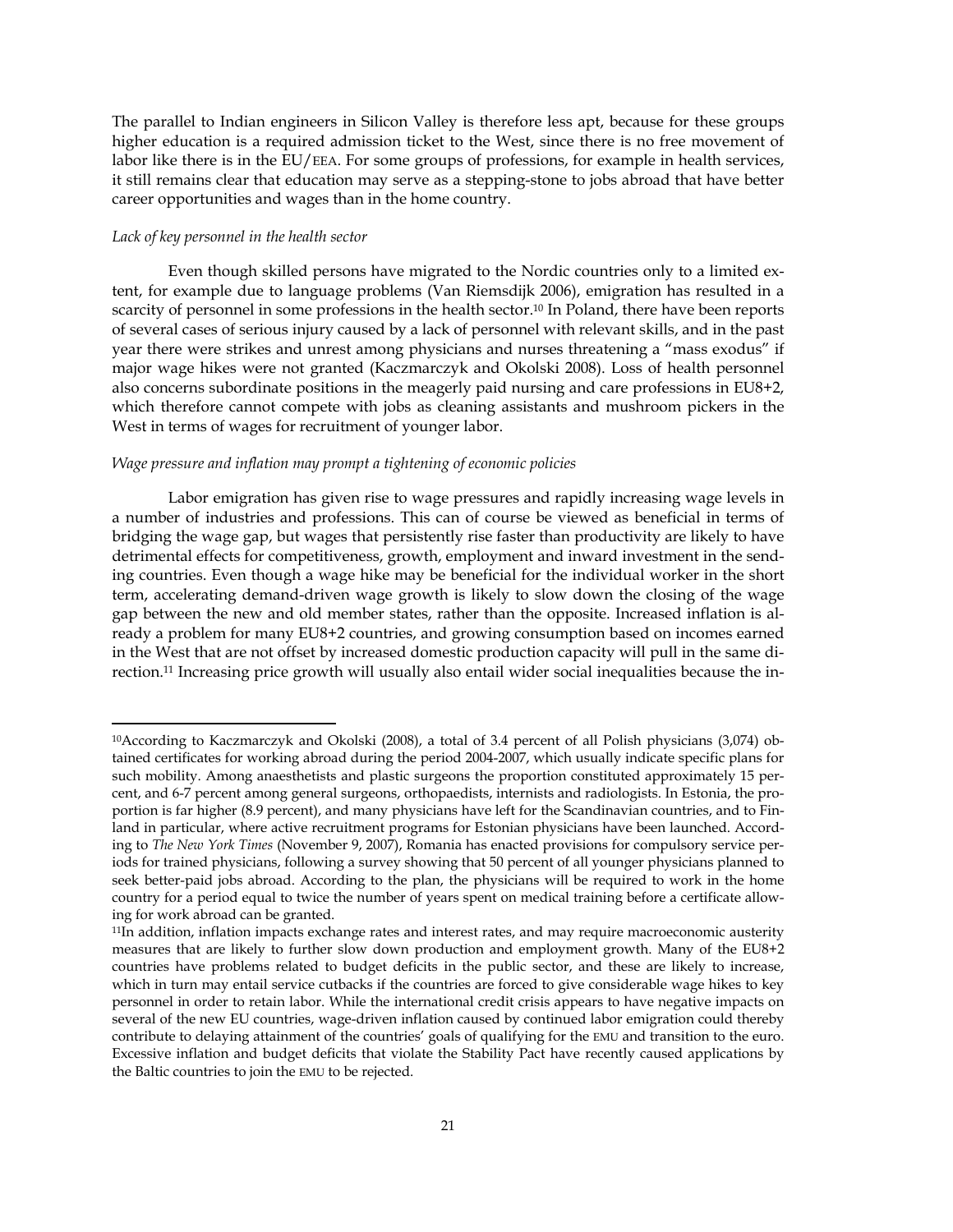The parallel to Indian engineers in Silicon Valley is therefore less apt, because for these groups higher education is a required admission ticket to the West, since there is no free movement of labor like there is in the EU/EEA. For some groups of professions, for example in health services, it still remains clear that education may serve as a stepping-stone to jobs abroad that have better career opportunities and wages than in the home country.

*Lack of key personnel in the health sector*

Even though skilled persons have migrated to the Nordic countries only to a limited extent, for example due to language problems (Van Riemsdijk 2006), emigration has resulted in a scarcity of personnel in some professions in the health sector.[10] In Poland, there have been reports of several cases of serious injury caused by a lack of personnel with relevant skills, and in the past year there were strikes and unrest among physicians and nurses threatening a "mass exodus" if major wage hikes were not granted (Kaczmarczyk and Okolski 2008). Loss of health personnel also concerns subordinate positions in the meagerly paid nursing and care professions in EU8+2, which therefore cannot compete with jobs as cleaning assistants and mushroom pickers in the West in terms of wages for recruitment of younger labor.

*Wage pressure and inflation may prompt a tightening of economic policies*

Labor emigration has given rise to wage pressures and rapidly increasing wage levels in a number of industries and professions. This can of course be viewed as beneficial in terms of bridging the wage gap, but wages that persistently rise faster than productivity are likely to have detrimental effects for competitiveness, growth, employment and inward investment in the sending countries. Even though a wage hike may be beneficial for the individual worker in the short term, accelerating demand-driven wage growth is likely to slow down the closing of the wage gap between the new and old member states, rather than the opposite. Increased inflation is already a problem for many EU8+2 countries, and growing consumption based on incomes earned in the West that are not offset by increased domestic production capacity will pull in the same direction.[11] Increasing price growth will usually also entail wider social inequalities because the in-

---

[10]According to Kaczmarczyk and Okolski (2008), a total of 3.4 percent of all Polish physicians (3,074) obtained certificates for working abroad during the period 2004-2007, which usually indicate specific plans for such mobility. Among anaesthetists and plastic surgeons the proportion constituted approximately 15 percent, and 6-7 percent among general surgeons, orthopaedists, internists and radiologists. In Estonia, the proportion is far higher (8.9 percent), and many physicians have left for the Scandinavian countries, and to Finland in particular, where active recruitment programs for Estonian physicians have been launched. According to *The New York Times* (November 9, 2007), Romania has enacted provisions for compulsory service periods for trained physicians, following a survey showing that 50 percent of all younger physicians planned to seek better-paid jobs abroad. According to the plan, the physicians will be required to work in the home country for a period equal to twice the number of years spent on medical training before a certificate allowing for work abroad can be granted.

[11]In addition, inflation impacts exchange rates and interest rates, and may require macroeconomic austerity measures that are likely to further slow down production and employment growth. Many of the EU8+2 countries have problems related to budget deficits in the public sector, and these are likely to increase, which in turn may entail service cutbacks if the countries are forced to give considerable wage hikes to key personnel in order to retain labor. While the international credit crisis appears to have negative impacts on several of the new EU countries, wage-driven inflation caused by continued labor emigration could thereby contribute to delaying attainment of the countries' goals of qualifying for the EMU and transition to the euro. Excessive inflation and budget deficits that violate the Stability Pact have recently caused applications by the Baltic countries to join the EMU to be rejected.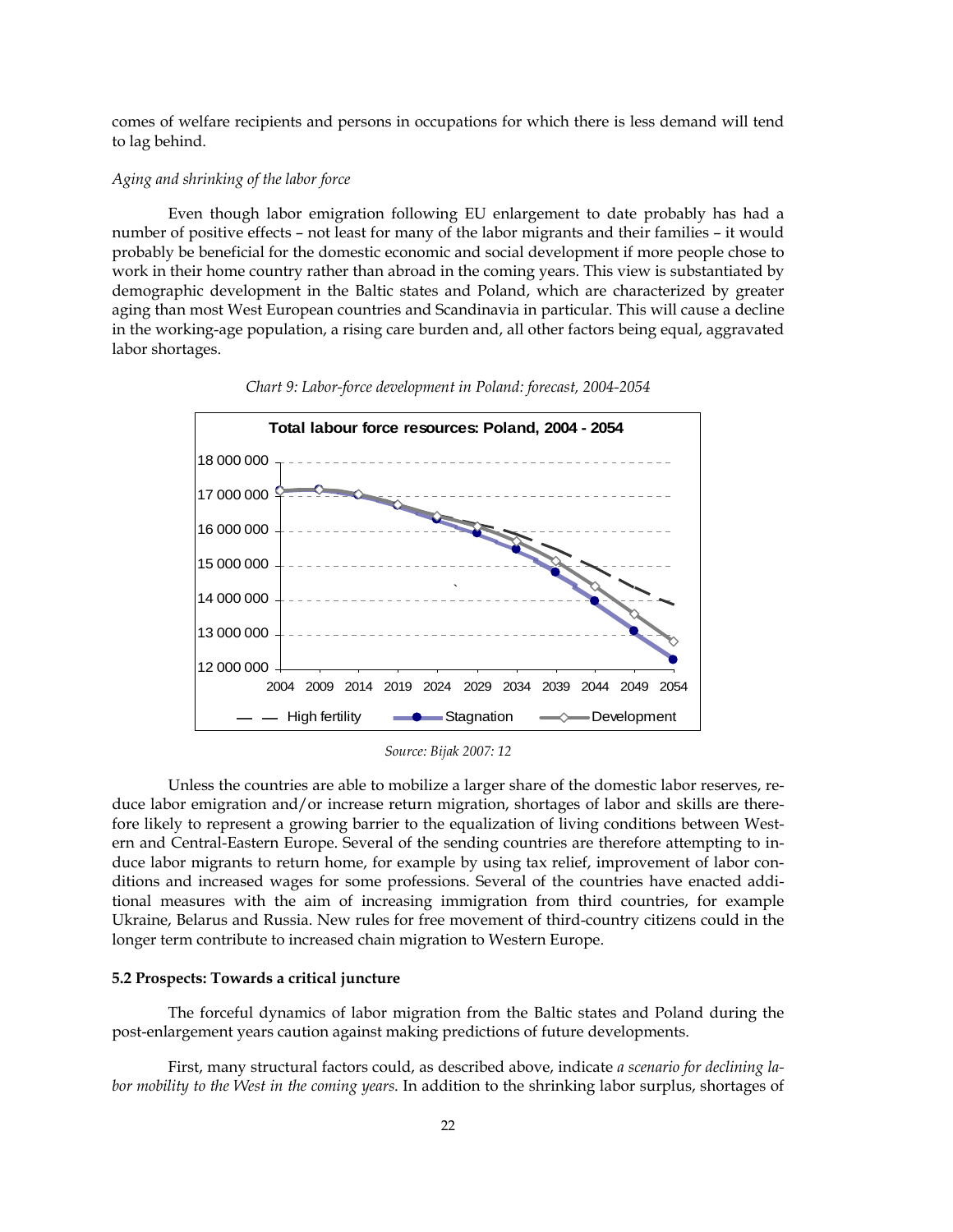comes of welfare recipients and persons in occupations for which there is less demand will tend to lag behind.

*Aging and shrinking of the labor force*

Even though labor emigration following EU enlargement to date probably has had a number of positive effects – not least for many of the labor migrants and their families – it would probably be beneficial for the domestic economic and social development if more people chose to work in their home country rather than abroad in the coming years. This view is substantiated by demographic development in the Baltic states and Poland, which are characterized by greater aging than most West European countries and Scandinavia in particular. This will cause a decline in the working-age population, a rising care burden and, all other factors being equal, aggravated labor shortages.

*Chart 9: Labor-force development in Poland: forecast, 2004-2054*

*Source: Bijak 2007: 12*

Unless the countries are able to mobilize a larger share of the domestic labor reserves, reduce labor emigration and/or increase return migration, shortages of labor and skills are therefore likely to represent a growing barrier to the equalization of living conditions between Western and Central-Eastern Europe. Several of the sending countries are therefore attempting to induce labor migrants to return home, for example by using tax relief, improvement of labor conditions and increased wages for some professions. Several of the countries have enacted additional measures with the aim of increasing immigration from third countries, for example Ukraine, Belarus and Russia. New rules for free movement of third-country citizens could in the longer term contribute to increased chain migration to Western Europe.

**5.2 Prospects: Towards a critical juncture**

The forceful dynamics of labor migration from the Baltic states and Poland during the post-enlargement years caution against making predictions of future developments.

First, many structural factors could, as described above, indicate *a scenario for declining labor mobility to the West in the coming years.* In addition to the shrinking labor surplus, shortages of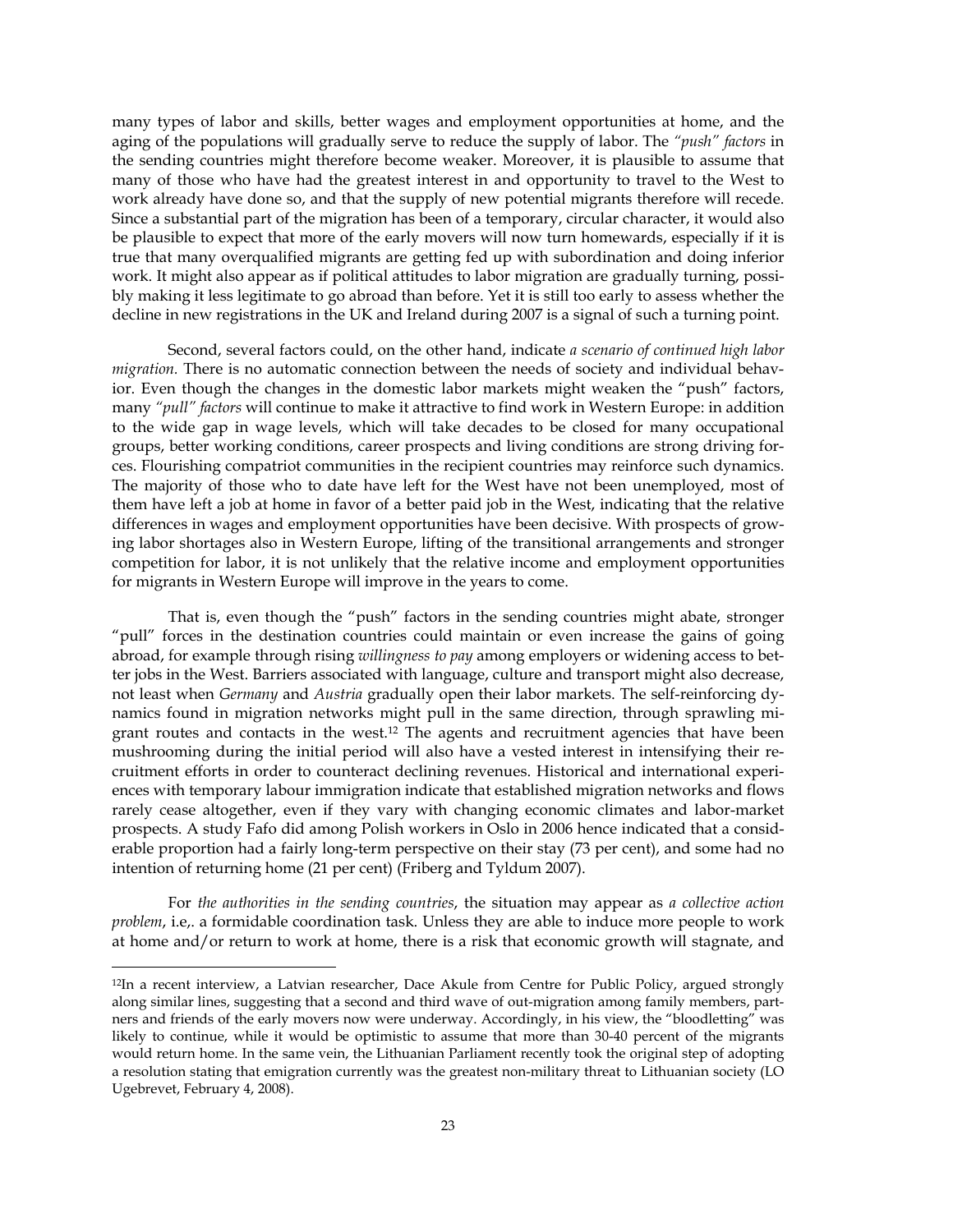many types of labor and skills, better wages and employment opportunities at home, and the aging of the populations will gradually serve to reduce the supply of labor. The *"push" factors* in the sending countries might therefore become weaker. Moreover, it is plausible to assume that many of those who have had the greatest interest in and opportunity to travel to the West to work already have done so, and that the supply of new potential migrants therefore will recede. Since a substantial part of the migration has been of a temporary, circular character, it would also be plausible to expect that more of the early movers will now turn homewards, especially if it is true that many overqualified migrants are getting fed up with subordination and doing inferior work. It might also appear as if political attitudes to labor migration are gradually turning, possibly making it less legitimate to go abroad than before. Yet it is still too early to assess whether the decline in new registrations in the UK and Ireland during 2007 is a signal of such a turning point.

Second, several factors could, on the other hand, indicate *a scenario of continued high labor migration.* There is no automatic connection between the needs of society and individual behavior. Even though the changes in the domestic labor markets might weaken the "push" factors, many *"pull" factors* will continue to make it attractive to find work in Western Europe: in addition to the wide gap in wage levels, which will take decades to be closed for many occupational groups, better working conditions, career prospects and living conditions are strong driving forces. Flourishing compatriot communities in the recipient countries may reinforce such dynamics. The majority of those who to date have left for the West have not been unemployed, most of them have left a job at home in favor of a better paid job in the West, indicating that the relative differences in wages and employment opportunities have been decisive. With prospects of growing labor shortages also in Western Europe, lifting of the transitional arrangements and stronger competition for labor, it is not unlikely that the relative income and employment opportunities for migrants in Western Europe will improve in the years to come.

That is, even though the "push" factors in the sending countries might abate, stronger "pull" forces in the destination countries could maintain or even increase the gains of going abroad, for example through rising *willingness to pay* among employers or widening access to better jobs in the West. Barriers associated with language, culture and transport might also decrease, not least when *Germany* and *Austria* gradually open their labor markets. The self-reinforcing dynamics found in migration networks might pull in the same direction, through sprawling migrant routes and contacts in the west.[12] The agents and recruitment agencies that have been mushrooming during the initial period will also have a vested interest in intensifying their recruitment efforts in order to counteract declining revenues. Historical and international experiences with temporary labour immigration indicate that established migration networks and flows rarely cease altogether, even if they vary with changing economic climates and labor-market prospects. A study Fafo did among Polish workers in Oslo in 2006 hence indicated that a considerable proportion had a fairly long-term perspective on their stay (73 per cent), and some had no intention of returning home (21 per cent) (Friberg and Tyldum 2007).

For *the authorities in the sending countries*, the situation may appear as *a collective action problem*, i.e,. a formidable coordination task. Unless they are able to induce more people to work at home and/or return to work at home, there is a risk that economic growth will stagnate, and

---

[12]In a recent interview, a Latvian researcher, Dace Akule from Centre for Public Policy, argued strongly along similar lines, suggesting that a second and third wave of out-migration among family members, partners and friends of the early movers now were underway. Accordingly, in his view, the "bloodletting" was likely to continue, while it would be optimistic to assume that more than 30-40 percent of the migrants would return home. In the same vein, the Lithuanian Parliament recently took the original step of adopting a resolution stating that emigration currently was the greatest non-military threat to Lithuanian society (LO Ugebrevet, February 4, 2008).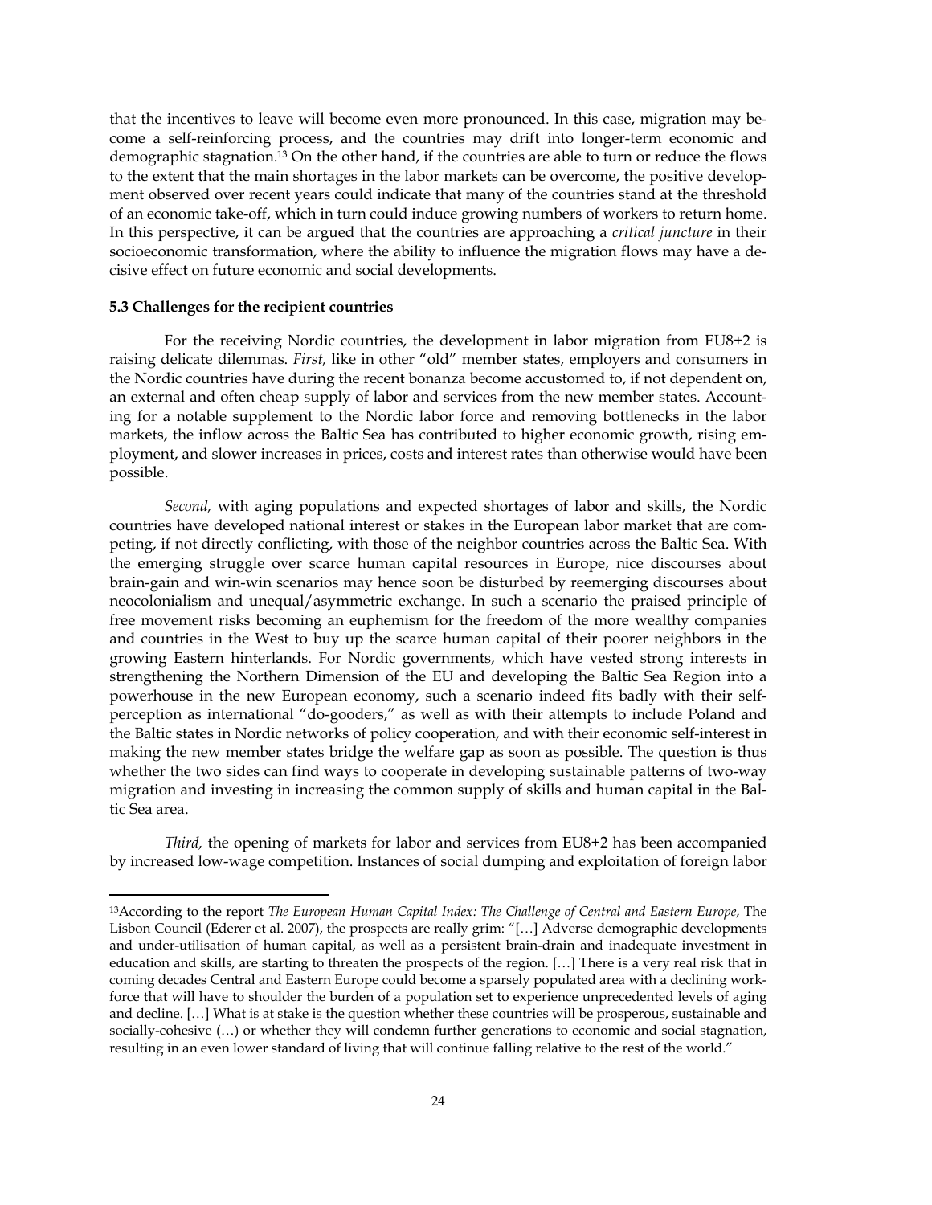that the incentives to leave will become even more pronounced. In this case, migration may become a self-reinforcing process, and the countries may drift into longer-term economic and demographic stagnation.[13] On the other hand, if the countries are able to turn or reduce the flows to the extent that the main shortages in the labor markets can be overcome, the positive development observed over recent years could indicate that many of the countries stand at the threshold of an economic take-off, which in turn could induce growing numbers of workers to return home. In this perspective, it can be argued that the countries are approaching a *critical juncture* in their socioeconomic transformation, where the ability to influence the migration flows may have a decisive effect on future economic and social developments.

### 5.3 Challenges for the recipient countries

For the receiving Nordic countries, the development in labor migration from EU8+2 is raising delicate dilemmas. *First,* like in other "old" member states, employers and consumers in the Nordic countries have during the recent bonanza become accustomed to, if not dependent on, an external and often cheap supply of labor and services from the new member states. Accounting for a notable supplement to the Nordic labor force and removing bottlenecks in the labor markets, the inflow across the Baltic Sea has contributed to higher economic growth, rising employment, and slower increases in prices, costs and interest rates than otherwise would have been possible.

*Second,* with aging populations and expected shortages of labor and skills, the Nordic countries have developed national interest or stakes in the European labor market that are competing, if not directly conflicting, with those of the neighbor countries across the Baltic Sea. With the emerging struggle over scarce human capital resources in Europe, nice discourses about brain-gain and win-win scenarios may hence soon be disturbed by reemerging discourses about neocolonialism and unequal/asymmetric exchange. In such a scenario the praised principle of free movement risks becoming an euphemism for the freedom of the more wealthy companies and countries in the West to buy up the scarce human capital of their poorer neighbors in the growing Eastern hinterlands. For Nordic governments, which have vested strong interests in strengthening the Northern Dimension of the EU and developing the Baltic Sea Region into a powerhouse in the new European economy, such a scenario indeed fits badly with their self-perception as international "do-gooders," as well as with their attempts to include Poland and the Baltic states in Nordic networks of policy cooperation, and with their economic self-interest in making the new member states bridge the welfare gap as soon as possible. The question is thus whether the two sides can find ways to cooperate in developing sustainable patterns of two-way migration and investing in increasing the common supply of skills and human capital in the Baltic Sea area.

*Third,* the opening of markets for labor and services from EU8+2 has been accompanied by increased low-wage competition. Instances of social dumping and exploitation of foreign labor

---

[13] According to the report *The European Human Capital Index: The Challenge of Central and Eastern Europe*, The Lisbon Council (Ederer et al. 2007), the prospects are really grim: "[…] Adverse demographic developments and under-utilisation of human capital, as well as a persistent brain-drain and inadequate investment in education and skills, are starting to threaten the prospects of the region. […] There is a very real risk that in coming decades Central and Eastern Europe could become a sparsely populated area with a declining workforce that will have to shoulder the burden of a population set to experience unprecedented levels of aging and decline. […] What is at stake is the question whether these countries will be prosperous, sustainable and socially-cohesive (…) or whether they will condemn further generations to economic and social stagnation, resulting in an even lower standard of living that will continue falling relative to the rest of the world."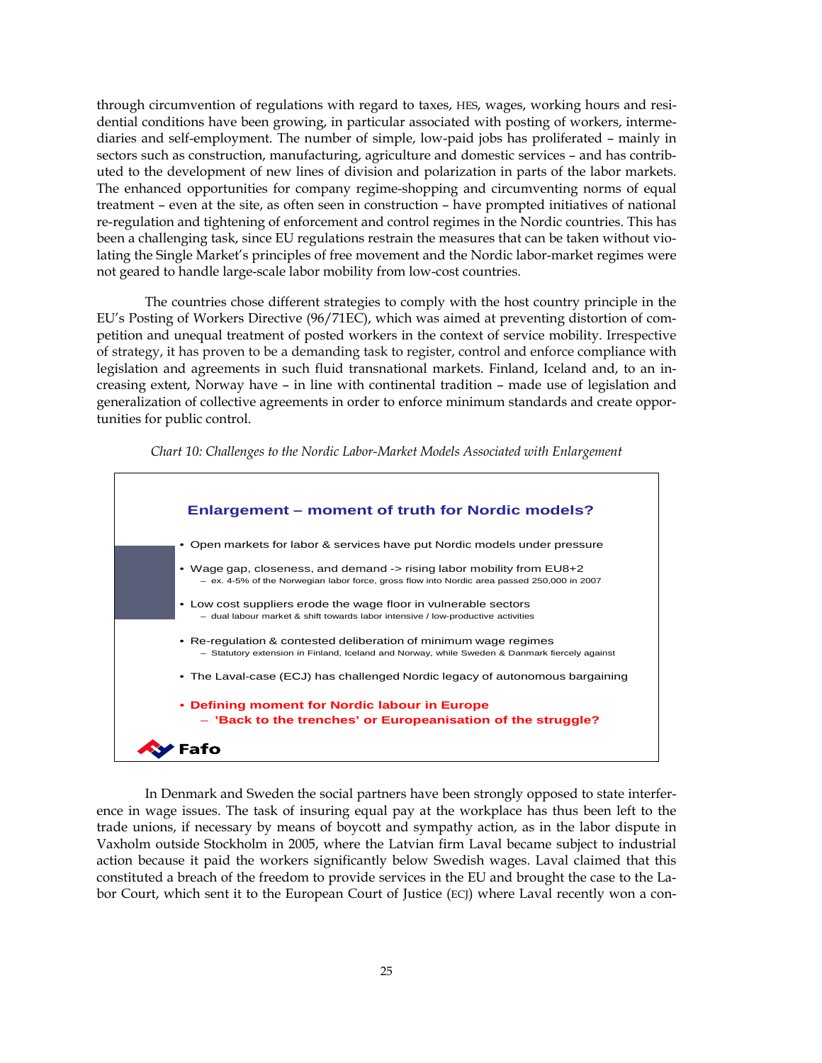through circumvention of regulations with regard to taxes, HES, wages, working hours and residential conditions have been growing, in particular associated with posting of workers, intermediaries and self-employment. The number of simple, low-paid jobs has proliferated – mainly in sectors such as construction, manufacturing, agriculture and domestic services – and has contributed to the development of new lines of division and polarization in parts of the labor markets. The enhanced opportunities for company regime-shopping and circumventing norms of equal treatment – even at the site, as often seen in construction – have prompted initiatives of national re-regulation and tightening of enforcement and control regimes in the Nordic countries. This has been a challenging task, since EU regulations restrain the measures that can be taken without violating the Single Market's principles of free movement and the Nordic labor-market regimes were not geared to handle large-scale labor mobility from low-cost countries.

The countries chose different strategies to comply with the host country principle in the EU's Posting of Workers Directive (96/71EC), which was aimed at preventing distortion of competition and unequal treatment of posted workers in the context of service mobility. Irrespective of strategy, it has proven to be a demanding task to register, control and enforce compliance with legislation and agreements in such fluid transnational markets. Finland, Iceland and, to an increasing extent, Norway have – in line with continental tradition – made use of legislation and generalization of collective agreements in order to enforce minimum standards and create opportunities for public control.

*Chart 10: Challenges to the Nordic Labor-Market Models Associated with Enlargement*

**Enlargement – moment of truth for Nordic models?**

- Open markets for labor & services have put Nordic models under pressure
- Wage gap, closeness, and demand -> rising labor mobility from EU8+2
  - ex. 4-5% of the Norwegian labor force, gross flow into Nordic area passed 250,000 in 2007
- Low cost suppliers erode the wage floor in vulnerable sectors
  - dual labour market & shift towards labor intensive / low-productive activities
- Re-regulation & contested deliberation of minimum wage regimes
  - Statutory extension in Finland, Iceland and Norway, while Sweden & Danmark fiercely against
- The Laval-case (ECJ) has challenged Nordic legacy of autonomous bargaining
- **Defining moment for Nordic labour in Europe**
  - **'Back to the trenches' or Europeanisation of the struggle?**

Fafo

In Denmark and Sweden the social partners have been strongly opposed to state interference in wage issues. The task of insuring equal pay at the workplace has thus been left to the trade unions, if necessary by means of boycott and sympathy action, as in the labor dispute in Vaxholm outside Stockholm in 2005, where the Latvian firm Laval became subject to industrial action because it paid the workers significantly below Swedish wages. Laval claimed that this constituted a breach of the freedom to provide services in the EU and brought the case to the Labor Court, which sent it to the European Court of Justice (ECJ) where Laval recently won a con-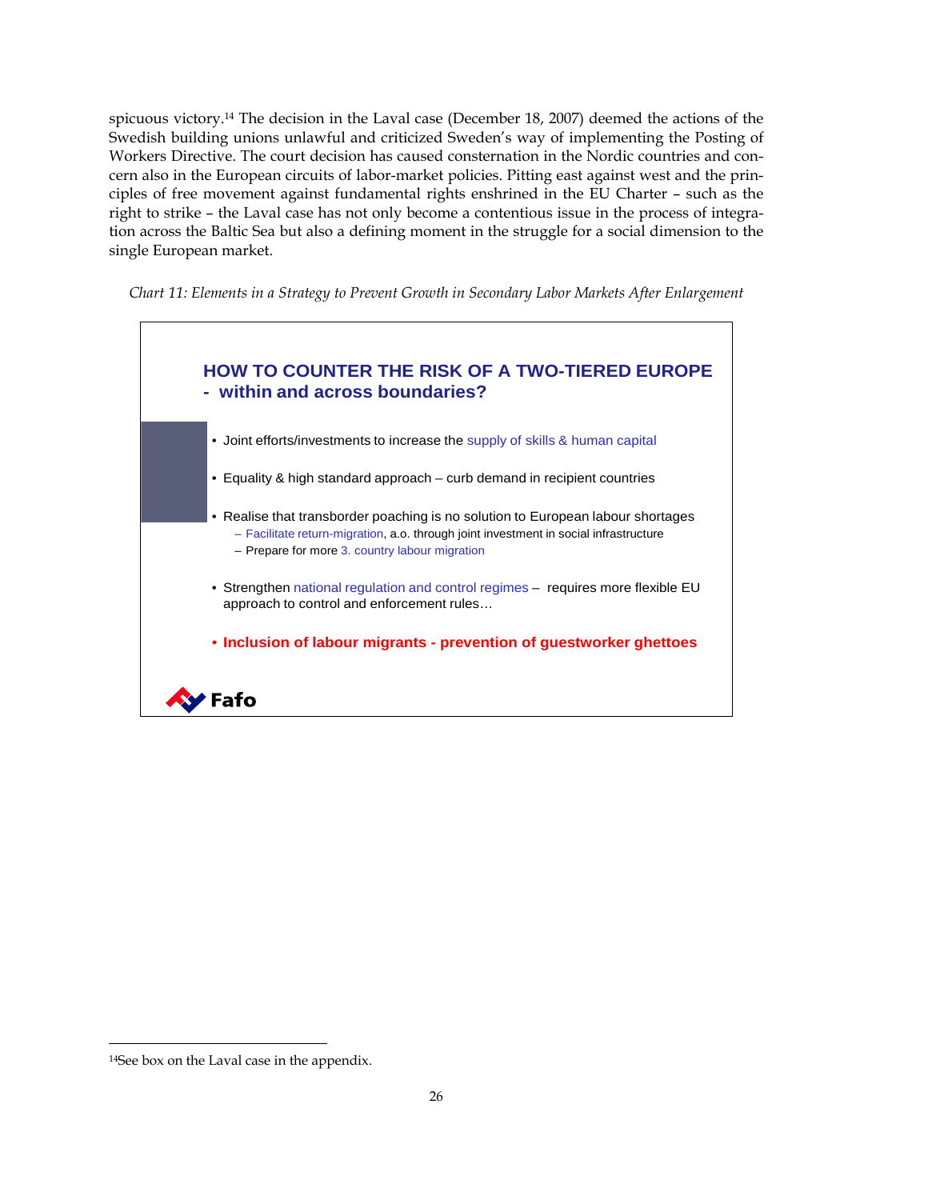spicuous victory.[14] The decision in the Laval case (December 18, 2007) deemed the actions of the Swedish building unions unlawful and criticized Sweden's way of implementing the Posting of Workers Directive. The court decision has caused consternation in the Nordic countries and concern also in the European circuits of labor-market policies. Pitting east against west and the principles of free movement against fundamental rights enshrined in the EU Charter – such as the right to strike – the Laval case has not only become a contentious issue in the process of integration across the Baltic Sea but also a defining moment in the struggle for a social dimension to the single European market.

*Chart 11: Elements in a Strategy to Prevent Growth in Secondary Labor Markets After Enlargement*

**HOW TO COUNTER THE RISK OF A TWO-TIERED EUROPE - within and across boundaries?**

- Joint efforts/investments to increase the supply of skills & human capital
- Equality & high standard approach – curb demand in recipient countries
- Realise that transborder poaching is no solution to European labour shortages
  - Facilitate return-migration, a.o. through joint investment in social infrastructure
  - Prepare for more 3. country labour migration
- Strengthen national regulation and control regimes – requires more flexible EU approach to control and enforcement rules…
- **Inclusion of labour migrants - prevention of guestworker ghettoes**

Fafo

[14] See box on the Laval case in the appendix.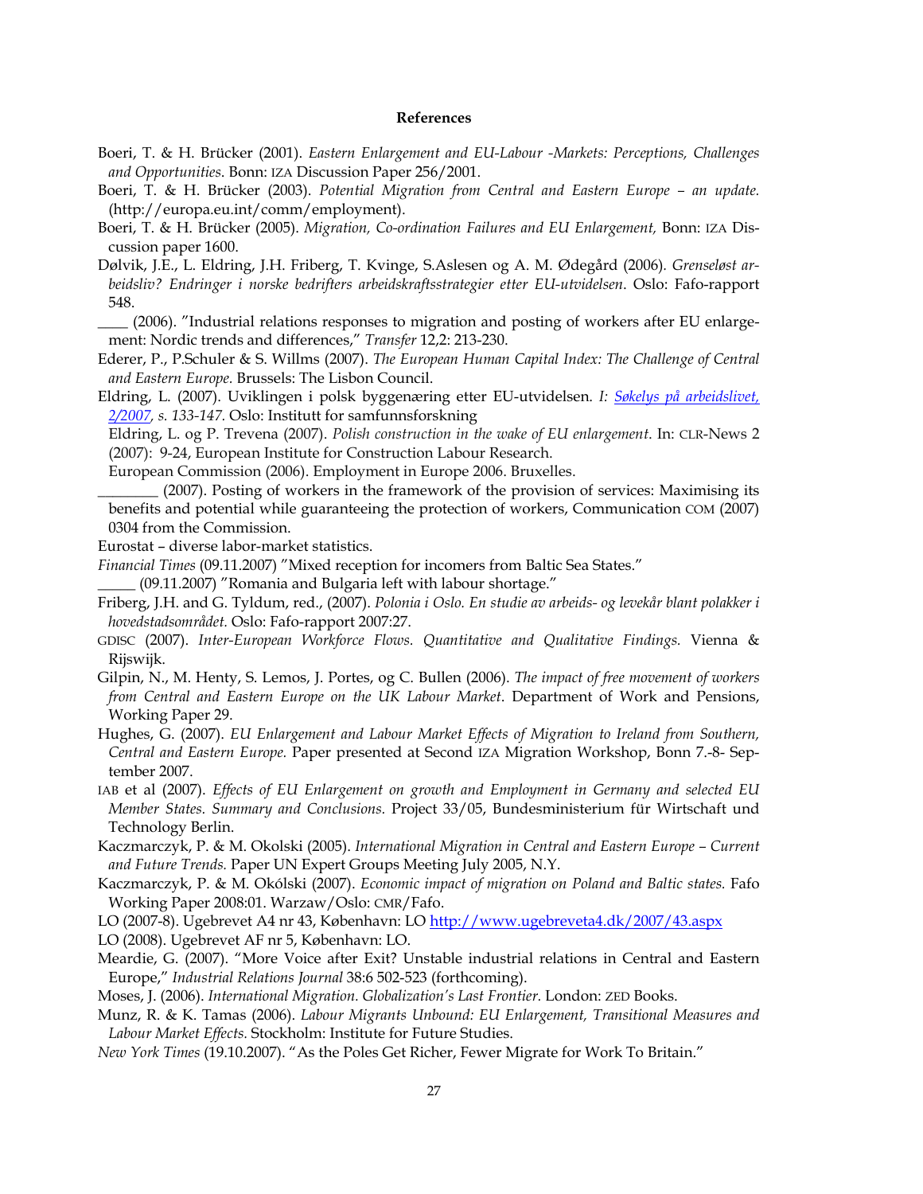**References**

Boeri, T. & H. Brücker (2001). *Eastern Enlargement and EU-Labour -Markets: Perceptions, Challenges and Opportunities.* Bonn: IZA Discussion Paper 256/2001.

Boeri, T. & H. Brücker (2003). *Potential Migration from Central and Eastern Europe – an update.* (http://europa.eu.int/comm/employment).

Boeri, T. & H. Brücker (2005). *Migration, Co-ordination Failures and EU Enlargement,* Bonn: IZA Discussion paper 1600.

Dølvik, J.E., L. Eldring, J.H. Friberg, T. Kvinge, S.Aslesen og A. M. Ødegård (2006). *Grenseløst arbeidsliv? Endringer i norske bedrifters arbeidskraftsstrategier etter EU-utvidelsen*. Oslo: Fafo-rapport 548.

____ (2006). "Industrial relations responses to migration and posting of workers after EU enlargement: Nordic trends and differences," *Transfer* 12,2: 213-230.

Ederer, P., P.Schuler & S. Willms (2007). *The European Human Capital Index: The Challenge of Central and Eastern Europe.* Brussels: The Lisbon Council.

Eldring, L. (2007). Uviklingen i polsk byggenæring etter EU-utvidelsen. *I: Søkelys på arbeidslivet, 2/2007, s. 133-147*. Oslo: Institutt for samfunnsforskning

Eldring, L. og P. Trevena (2007). *Polish construction in the wake of EU enlargement*. In: CLR-News 2 (2007): 9-24, European Institute for Construction Labour Research.

European Commission (2006). Employment in Europe 2006. Bruxelles.

________ (2007). Posting of workers in the framework of the provision of services: Maximising its benefits and potential while guaranteeing the protection of workers, Communication COM (2007) 0304 from the Commission.

Eurostat – diverse labor-market statistics.

*Financial Times* (09.11.2007) "Mixed reception for incomers from Baltic Sea States."

_____ (09.11.2007) "Romania and Bulgaria left with labour shortage."

Friberg, J.H. and G. Tyldum, red., (2007). *Polonia i Oslo. En studie av arbeids- og levekår blant polakker i hovedstadsområdet.* Oslo: Fafo-rapport 2007:27.

GDISC (2007). *Inter-European Workforce Flows. Quantitative and Qualitative Findings.* Vienna & Rijswijk.

Gilpin, N., M. Henty, S. Lemos, J. Portes, og C. Bullen (2006). *The impact of free movement of workers from Central and Eastern Europe on the UK Labour Market*. Department of Work and Pensions, Working Paper 29.

Hughes, G. (2007). *EU Enlargement and Labour Market Effects of Migration to Ireland from Southern, Central and Eastern Europe.* Paper presented at Second IZA Migration Workshop, Bonn 7.-8- September 2007.

IAB et al (2007). *Effects of EU Enlargement on growth and Employment in Germany and selected EU Member States. Summary and Conclusions.* Project 33/05, Bundesministerium für Wirtschaft und Technology Berlin.

Kaczmarczyk, P. & M. Okolski (2005). *International Migration in Central and Eastern Europe – Current and Future Trends.* Paper UN Expert Groups Meeting July 2005, N.Y.

Kaczmarczyk, P. & M. Okólski (2007). *Economic impact of migration on Poland and Baltic states.* Fafo Working Paper 2008:01. Warzaw/Oslo: CMR/Fafo.

LO (2007-8). Ugebrevet A4 nr 43, København: LO http://www.ugebreveta4.dk/2007/43.aspx

LO (2008). Ugebrevet AF nr 5, København: LO.

Meardie, G. (2007). "More Voice after Exit? Unstable industrial relations in Central and Eastern Europe," *Industrial Relations Journal* 38:6 502-523 (forthcoming).

Moses, J. (2006). *International Migration. Globalization's Last Frontier.* London: ZED Books.

Munz, R. & K. Tamas (2006). *Labour Migrants Unbound: EU Enlargement, Transitional Measures and Labour Market Effects.* Stockholm: Institute for Future Studies.

*New York Times* (19.10.2007). "As the Poles Get Richer, Fewer Migrate for Work To Britain."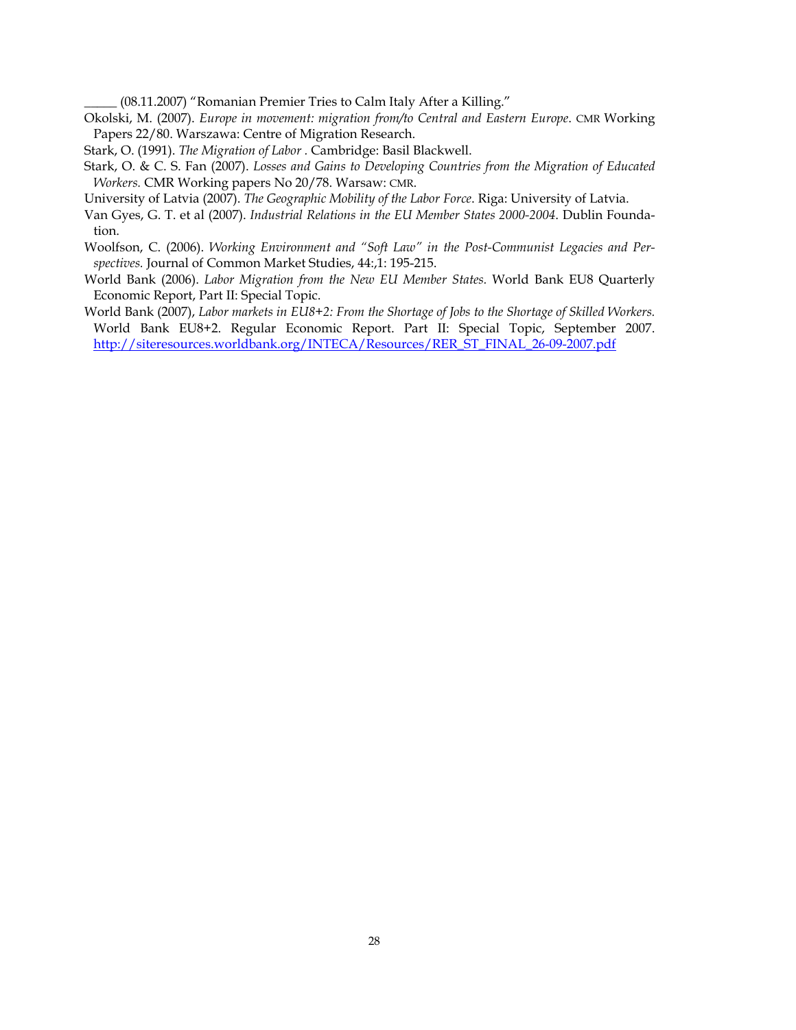_____ (08.11.2007) "Romanian Premier Tries to Calm Italy After a Killing."

Okolski, M. (2007). *Europe in movement: migration from/to Central and Eastern Europe*. CMR Working Papers 22/80. Warszawa: Centre of Migration Research.

Stark, O. (1991). *The Migration of Labor* . Cambridge: Basil Blackwell.

Stark, O. & C. S. Fan (2007). *Losses and Gains to Developing Countries from the Migration of Educated Workers.* CMR Working papers No 20/78. Warsaw: CMR.

University of Latvia (2007). *The Geographic Mobility of the Labor Force*. Riga: University of Latvia.

Van Gyes, G. T. et al (2007). *Industrial Relations in the EU Member States 2000-2004*. Dublin Foundation.

Woolfson, C. (2006). *Working Environment and "Soft Law" in the Post-Communist Legacies and Perspectives.* Journal of Common Market Studies, 44:,1: 195-215.

World Bank (2006). *Labor Migration from the New EU Member States.* World Bank EU8 Quarterly Economic Report, Part II: Special Topic.

World Bank (2007), *Labor markets in EU8+2: From the Shortage of Jobs to the Shortage of Skilled Workers.* World Bank EU8+2. Regular Economic Report. Part II: Special Topic, September 2007. http://siteresources.worldbank.org/INTECA/Resources/RER_ST_FINAL_26-09-2007.pdf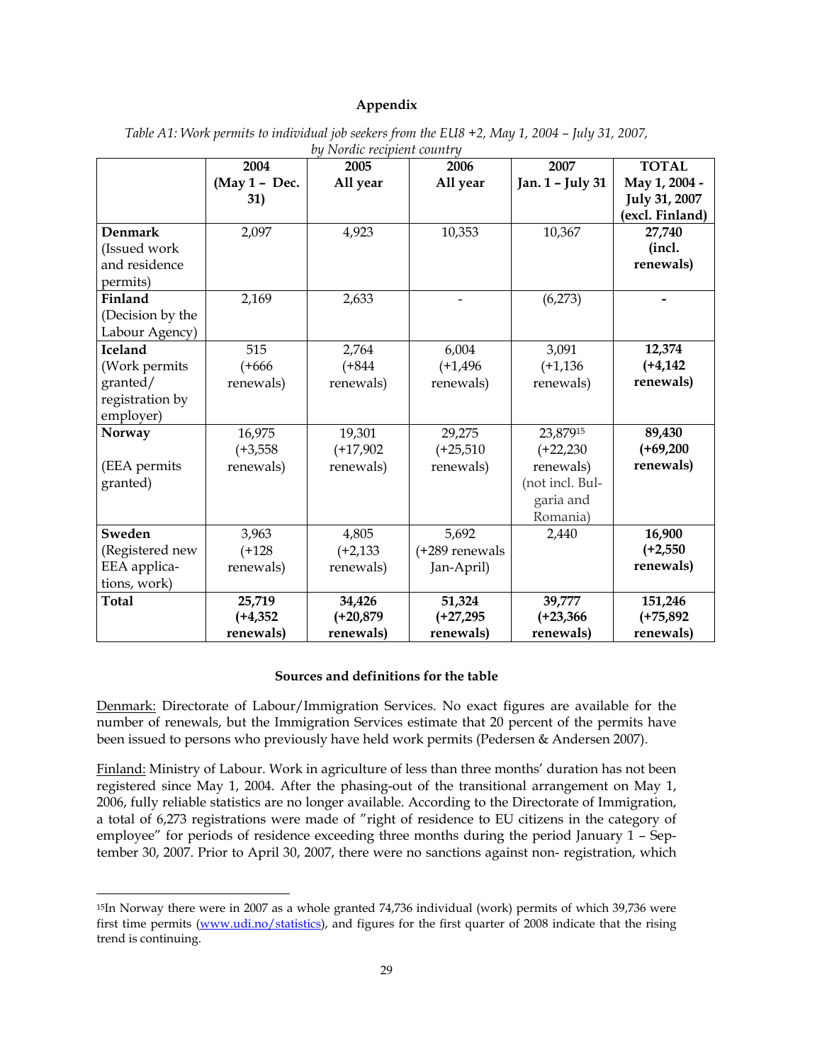## Appendix

*Table A1: Work permits to individual job seekers from the EU8 +2, May 1, 2004 – July 31, 2007, by Nordic recipient country*

| | 2004 (May 1 – Dec. 31) | 2005 All year | 2006 All year | 2007 Jan. 1 – July 31 | TOTAL May 1, 2004 - July 31, 2007 (excl. Finland) |
|---|---|---|---|---|---|
| **Denmark** (Issued work and residence permits) | 2,097 | 4,923 | 10,353 | 10,367 | **27,740 (incl. renewals)** |
| **Finland** (Decision by the Labour Agency) | 2,169 | 2,633 | - | (6,273) | **-** |
| **Iceland** (Work permits granted/ registration by employer) | 515 (+666 renewals) | 2,764 (+844 renewals) | 6,004 (+1,496 renewals) | 3,091 (+1,136 renewals) | **12,374 (+4,142 renewals)** |
| **Norway** (EEA permits granted) | 16,975 (+3,558 renewals) | 19,301 (+17,902 renewals) | 29,275 (+25,510 renewals) | 23,879[15] (+22,230 renewals) (not incl. Bulgaria and Romania) | **89,430 (+69,200 renewals)** |
| **Sweden** (Registered new EEA applications, work) | 3,963 (+128 renewals) | 4,805 (+2,133 renewals) | 5,692 (+289 renewals Jan-April) | 2,440 | **16,900 (+2,550 renewals)** |
| **Total** | **25,719 (+4,352 renewals)** | **34,426 (+20,879 renewals)** | **51,324 (+27,295 renewals)** | **39,777 (+23,366 renewals)** | **151,246 (+75,892 renewals)** |

### Sources and definitions for the table

Denmark: Directorate of Labour/Immigration Services. No exact figures are available for the number of renewals, but the Immigration Services estimate that 20 percent of the permits have been issued to persons who previously have held work permits (Pedersen & Andersen 2007).

Finland: Ministry of Labour. Work in agriculture of less than three months' duration has not been registered since May 1, 2004. After the phasing-out of the transitional arrangement on May 1, 2006, fully reliable statistics are no longer available. According to the Directorate of Immigration, a total of 6,273 registrations were made of "right of residence to EU citizens in the category of employee" for periods of residence exceeding three months during the period January 1 – September 30, 2007. Prior to April 30, 2007, there were no sanctions against non- registration, which

[15] In Norway there were in 2007 as a whole granted 74,736 individual (work) permits of which 39,736 were first time permits (www.udi.no/statistics), and figures for the first quarter of 2008 indicate that the rising trend is continuing.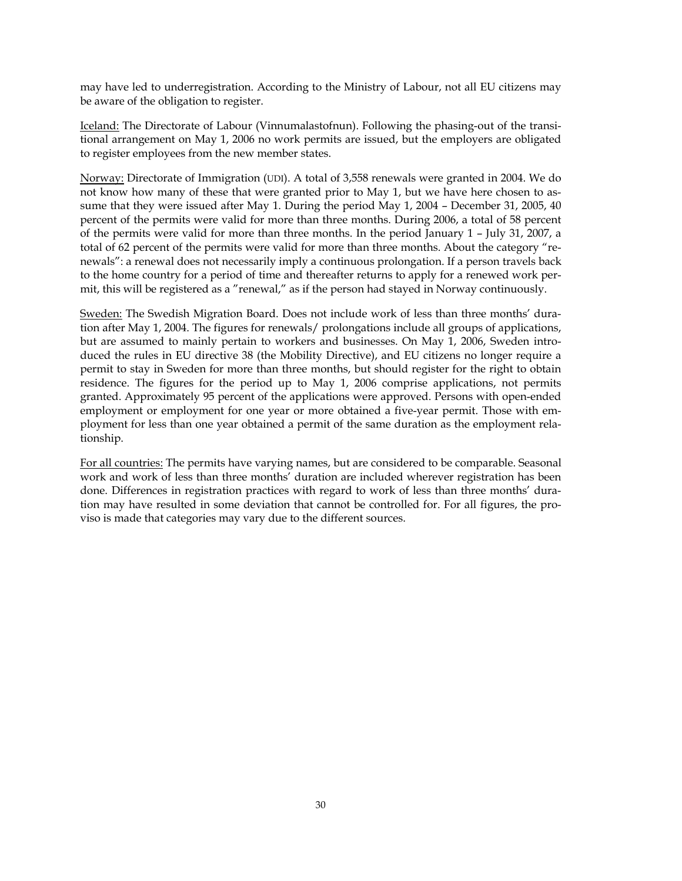may have led to underregistration. According to the Ministry of Labour, not all EU citizens may be aware of the obligation to register.

<u>Iceland:</u> The Directorate of Labour (Vinnumalastofnun). Following the phasing-out of the transitional arrangement on May 1, 2006 no work permits are issued, but the employers are obligated to register employees from the new member states.

<u>Norway:</u> Directorate of Immigration (UDI). A total of 3,558 renewals were granted in 2004. We do not know how many of these that were granted prior to May 1, but we have here chosen to assume that they were issued after May 1. During the period May 1, 2004 – December 31, 2005, 40 percent of the permits were valid for more than three months. During 2006, a total of 58 percent of the permits were valid for more than three months. In the period January 1 – July 31, 2007, a total of 62 percent of the permits were valid for more than three months. About the category "renewals": a renewal does not necessarily imply a continuous prolongation. If a person travels back to the home country for a period of time and thereafter returns to apply for a renewed work permit, this will be registered as a "renewal," as if the person had stayed in Norway continuously.

<u>Sweden:</u> The Swedish Migration Board. Does not include work of less than three months' duration after May 1, 2004. The figures for renewals/ prolongations include all groups of applications, but are assumed to mainly pertain to workers and businesses. On May 1, 2006, Sweden introduced the rules in EU directive 38 (the Mobility Directive), and EU citizens no longer require a permit to stay in Sweden for more than three months, but should register for the right to obtain residence. The figures for the period up to May 1, 2006 comprise applications, not permits granted. Approximately 95 percent of the applications were approved. Persons with open-ended employment or employment for one year or more obtained a five-year permit. Those with employment for less than one year obtained a permit of the same duration as the employment relationship.

<u>For all countries:</u> The permits have varying names, but are considered to be comparable. Seasonal work and work of less than three months' duration are included wherever registration has been done. Differences in registration practices with regard to work of less than three months' duration may have resulted in some deviation that cannot be controlled for. For all figures, the proviso is made that categories may vary due to the different sources.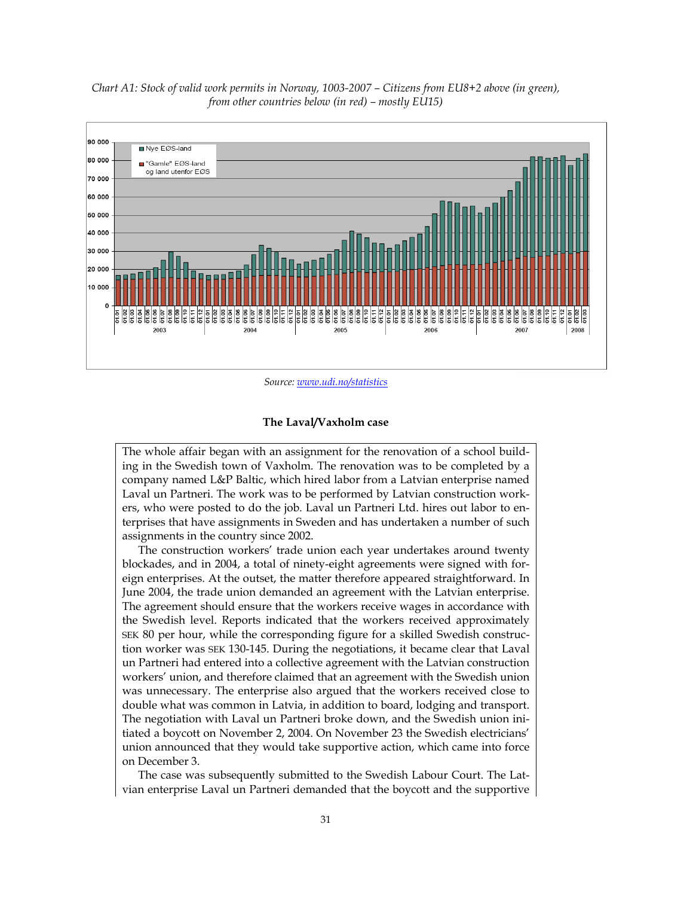*Chart A1: Stock of valid work permits in Norway, 1003-2007 – Citizens from EU8+2 above (in green), from other countries below (in red) – mostly EU15)*

*Source: www.udi.no/statistics*

**The Laval/Vaxholm case**

The whole affair began with an assignment for the renovation of a school building in the Swedish town of Vaxholm. The renovation was to be completed by a company named L&P Baltic, which hired labor from a Latvian enterprise named Laval un Partneri. The work was to be performed by Latvian construction workers, who were posted to do the job. Laval un Partneri Ltd. hires out labor to enterprises that have assignments in Sweden and has undertaken a number of such assignments in the country since 2002.

The construction workers' trade union each year undertakes around twenty blockades, and in 2004, a total of ninety-eight agreements were signed with foreign enterprises. At the outset, the matter therefore appeared straightforward. In June 2004, the trade union demanded an agreement with the Latvian enterprise. The agreement should ensure that the workers receive wages in accordance with the Swedish level. Reports indicated that the workers received approximately SEK 80 per hour, while the corresponding figure for a skilled Swedish construction worker was SEK 130-145. During the negotiations, it became clear that Laval un Partneri had entered into a collective agreement with the Latvian construction workers' union, and therefore claimed that an agreement with the Swedish union was unnecessary. The enterprise also argued that the workers received close to double what was common in Latvia, in addition to board, lodging and transport. The negotiation with Laval un Partneri broke down, and the Swedish union initiated a boycott on November 2, 2004. On November 23 the Swedish electricians' union announced that they would take supportive action, which came into force on December 3.

The case was subsequently submitted to the Swedish Labour Court. The Latvian enterprise Laval un Partneri demanded that the boycott and the supportive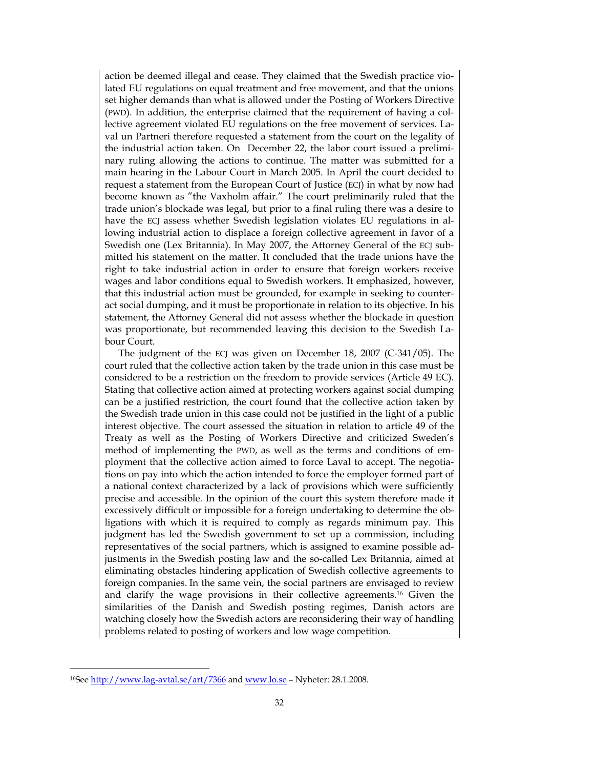action be deemed illegal and cease. They claimed that the Swedish practice violated EU regulations on equal treatment and free movement, and that the unions set higher demands than what is allowed under the Posting of Workers Directive (PWD). In addition, the enterprise claimed that the requirement of having a collective agreement violated EU regulations on the free movement of services. Laval un Partneri therefore requested a statement from the court on the legality of the industrial action taken. On December 22, the labor court issued a preliminary ruling allowing the actions to continue. The matter was submitted for a main hearing in the Labour Court in March 2005. In April the court decided to request a statement from the European Court of Justice (ECJ) in what by now had become known as "the Vaxholm affair." The court preliminarily ruled that the trade union's blockade was legal, but prior to a final ruling there was a desire to have the ECJ assess whether Swedish legislation violates EU regulations in allowing industrial action to displace a foreign collective agreement in favor of a Swedish one (Lex Britannia). In May 2007, the Attorney General of the ECJ submitted his statement on the matter. It concluded that the trade unions have the right to take industrial action in order to ensure that foreign workers receive wages and labor conditions equal to Swedish workers. It emphasized, however, that this industrial action must be grounded, for example in seeking to counteract social dumping, and it must be proportionate in relation to its objective. In his statement, the Attorney General did not assess whether the blockade in question was proportionate, but recommended leaving this decision to the Swedish Labour Court.

The judgment of the ECJ was given on December 18, 2007 (C-341/05). The court ruled that the collective action taken by the trade union in this case must be considered to be a restriction on the freedom to provide services (Article 49 EC). Stating that collective action aimed at protecting workers against social dumping can be a justified restriction, the court found that the collective action taken by the Swedish trade union in this case could not be justified in the light of a public interest objective. The court assessed the situation in relation to article 49 of the Treaty as well as the Posting of Workers Directive and criticized Sweden's method of implementing the PWD, as well as the terms and conditions of employment that the collective action aimed to force Laval to accept. The negotiations on pay into which the action intended to force the employer formed part of a national context characterized by a lack of provisions which were sufficiently precise and accessible. In the opinion of the court this system therefore made it excessively difficult or impossible for a foreign undertaking to determine the obligations with which it is required to comply as regards minimum pay. This judgment has led the Swedish government to set up a commission, including representatives of the social partners, which is assigned to examine possible adjustments in the Swedish posting law and the so-called Lex Britannia, aimed at eliminating obstacles hindering application of Swedish collective agreements to foreign companies. In the same vein, the social partners are envisaged to review and clarify the wage provisions in their collective agreements.[16] Given the similarities of the Danish and Swedish posting regimes, Danish actors are watching closely how the Swedish actors are reconsidering their way of handling problems related to posting of workers and low wage competition.

[16] See http://www.lag-avtal.se/art/7366 and www.lo.se – Nyheter: 28.1.2008.